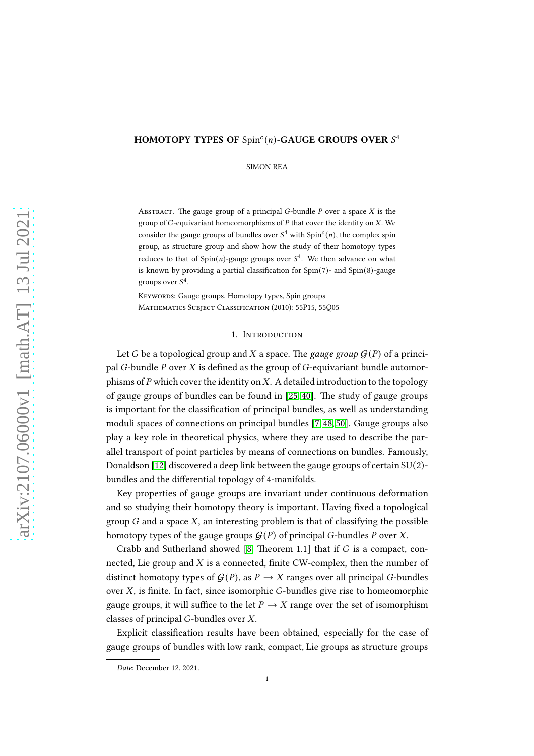# HOMOTOPY TYPES OF $\mathrm{Spin}^c(n)$-GAUGE GROUPS OVER $S^4$

SIMON REA

Abstract. The gauge group of a principal $G$-bundle $P$ over a space $X$ is the group of $G$-equivariant homeomorphisms of $P$ that cover the identity on $X$. We consider the gauge groups of bundles over $S^4$ with $\mathrm{Spin}^c(n)$, the complex spin group, as structure group and show how the study of their homotopy types reduces to that of $\mathrm{Spin}(n)$-gauge groups over $S^4$. We then advance on what is known by providing a partial classification for $\mathrm{Spin}(7)$- and $\mathrm{Spin}(8)$-gauge groups over $S^4$.

Keywords: Gauge groups, Homotopy types, Spin groups

Mathematics Subject Classification (2010): 55P15, 55Q05

## 1. Introduction

Let $G$ be a topological group and $X$ a space. The *gauge group* $\mathcal{G}(P)$ of a principal $G$-bundle $P$ over $X$ is defined as the group of $G$-equivariant bundle automorphisms of $P$ which cover the identity on $X$. A detailed introduction to the topology of gauge groups of bundles can be found in [25, 40]. The study of gauge groups is important for the classification of principal bundles, as well as understanding moduli spaces of connections on principal bundles [7, 48, 50]. Gauge groups also play a key role in theoretical physics, where they are used to describe the parallel transport of point particles by means of connections on bundles. Famously, Donaldson [12] discovered a deep link between the gauge groups of certain $\mathrm{SU}(2)$-bundles and the differential topology of 4-manifolds.

Key properties of gauge groups are invariant under continuous deformation and so studying their homotopy theory is important. Having fixed a topological group $G$ and a space $X$, an interesting problem is that of classifying the possible homotopy types of the gauge groups $\mathcal{G}(P)$ of principal $G$-bundles $P$ over $X$.

Crabb and Sutherland showed [8, Theorem 1.1] that if $G$ is a compact, connected, Lie group and $X$ is a connected, finite CW-complex, then the number of distinct homotopy types of $\mathcal{G}(P)$, as $P \to X$ ranges over all principal $G$-bundles over $X$, is finite. In fact, since isomorphic $G$-bundles give rise to homeomorphic gauge groups, it will suffice to the let $P \to X$ range over the set of isomorphism classes of principal $G$-bundles over $X$.

Explicit classification results have been obtained, especially for the case of gauge groups of bundles with low rank, compact, Lie groups as structure groups

*Date*: December 12, 2021.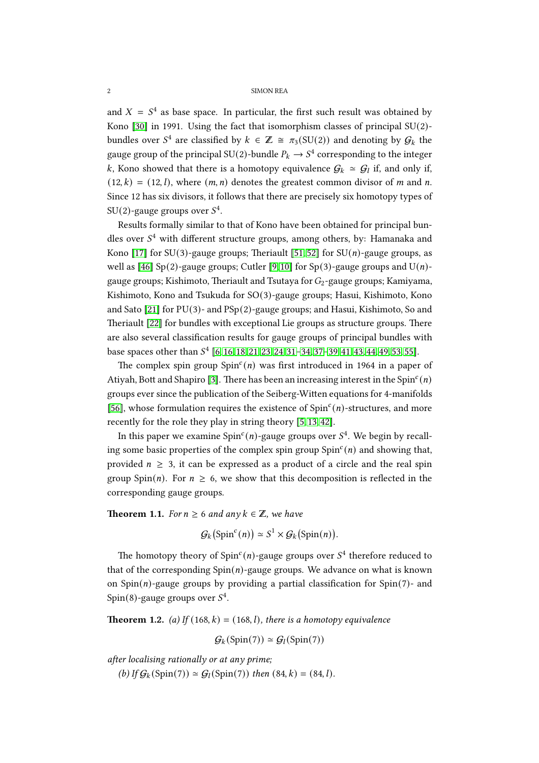and $X = S^4$ as base space. In particular, the first such result was obtained by Kono [30] in 1991. Using the fact that isomorphism classes of principal $SU(2)$-bundles over $S^4$ are classified by $k \in \mathbb{Z} \cong \pi_3(SU(2))$ and denoting by $\mathcal{G}_k$ the gauge group of the principal $SU(2)$-bundle $P_k \to S^4$ corresponding to the integer $k$, Kono showed that there is a homotopy equivalence $\mathcal{G}_k \simeq \mathcal{G}_l$ if, and only if, $(12, k) = (12, l)$, where $(m, n)$ denotes the greatest common divisor of $m$ and $n$. Since 12 has six divisors, it follows that there are precisely six homotopy types of $SU(2)$-gauge groups over $S^4$.

Results formally similar to that of Kono have been obtained for principal bundles over $S^4$ with different structure groups, among others, by: Hamanaka and Kono [17] for $SU(3)$-gauge groups; Theriault [51,52] for $SU(n)$-gauge groups, as well as [46] $Sp(2)$-gauge groups; Cutler [9,10] for $Sp(3)$-gauge groups and $U(n)$-gauge groups; Kishimoto, Theriault and Tsutaya for $G_2$-gauge groups; Kamiyama, Kishimoto, Kono and Tsukuda for $SO(3)$-gauge groups; Hasui, Kishimoto, Kono and Sato [21] for $PU(3)$- and $PSp(2)$-gauge groups; and Hasui, Kishimoto, So and Theriault [22] for bundles with exceptional Lie groups as structure groups. There are also several classification results for gauge groups of principal bundles with base spaces other than $S^4$ [6,16,18,21,23,24,31–34,37–39,41,43,44,49,53,55].

The complex spin group $\mathrm{Spin}^c(n)$ was first introduced in 1964 in a paper of Atiyah, Bott and Shapiro [3]. There has been an increasing interest in the $\mathrm{Spin}^c(n)$ groups ever since the publication of the Seiberg-Witten equations for 4-manifolds [56], whose formulation requires the existence of $\mathrm{Spin}^c(n)$-structures, and more recently for the role they play in string theory [5,13,42].

In this paper we examine $\mathrm{Spin}^c(n)$-gauge groups over $S^4$. We begin by recalling some basic properties of the complex spin group $\mathrm{Spin}^c(n)$ and showing that, provided $n \geq 3$, it can be expressed as a product of a circle and the real spin group $\mathrm{Spin}(n)$. For $n \geq 6$, we show that this decomposition is reflected in the corresponding gauge groups.

**Theorem 1.1.** *For $n \geq 6$ and any $k \in \mathbb{Z}$, we have*

$$\mathcal{G}_k\big(\mathrm{Spin}^c(n)\big) \simeq S^1 \times \mathcal{G}_k\big(\mathrm{Spin}(n)\big).$$

The homotopy theory of $\mathrm{Spin}^c(n)$-gauge groups over $S^4$ therefore reduced to that of the corresponding $\mathrm{Spin}(n)$-gauge groups. We advance on what is known on $\mathrm{Spin}(n)$-gauge groups by providing a partial classification for $\mathrm{Spin}(7)$- and $\mathrm{Spin}(8)$-gauge groups over $S^4$.

**Theorem 1.2.** *(a) If $(168, k) = (168, l)$, there is a homotopy equivalence*

$$\mathcal{G}_k(\mathrm{Spin}(7)) \simeq \mathcal{G}_l(\mathrm{Spin}(7))$$

*after localising rationally or at any prime;*

*(b) If $\mathcal{G}_k(\mathrm{Spin}(7)) \simeq \mathcal{G}_l(\mathrm{Spin}(7))$ then $(84, k) = (84, l)$.*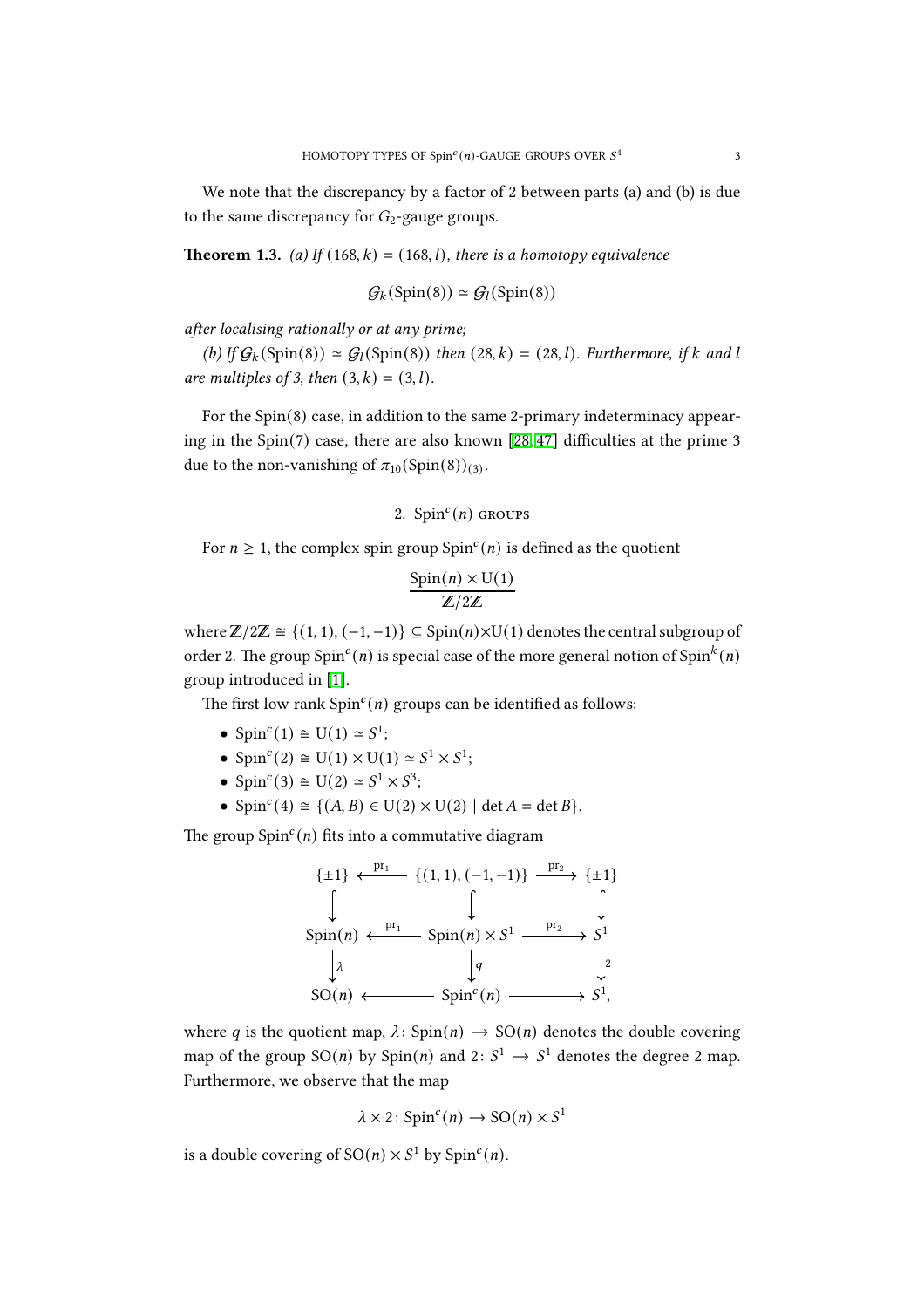We note that the discrepancy by a factor of 2 between parts (a) and (b) is due to the same discrepancy for $G_2$-gauge groups.

**Theorem 1.3.** *(a) If $(168, k) = (168, l)$, there is a homotopy equivalence*

$$\mathcal{G}_k(\mathrm{Spin}(8)) \simeq \mathcal{G}_l(\mathrm{Spin}(8))$$

*after localising rationally or at any prime;*

*(b) If $\mathcal{G}_k(\mathrm{Spin}(8)) \simeq \mathcal{G}_l(\mathrm{Spin}(8))$ then $(28, k) = (28, l)$. Furthermore, if $k$ and $l$ are multiples of 3, then $(3, k) = (3, l)$.*

For the Spin(8) case, in addition to the same 2-primary indeterminacy appearing in the Spin(7) case, there are also known [28, 47] difficulties at the prime 3 due to the non-vanishing of $\pi_{10}(\mathrm{Spin}(8))_{(3)}$.

## 2. $\mathrm{Spin}^c(n)$ groups

For $n \geq 1$, the complex spin group $\mathrm{Spin}^c(n)$ is defined as the quotient

$$\frac{\mathrm{Spin}(n) \times \mathrm{U}(1)}{\mathbb{Z}/2\mathbb{Z}}$$

where $\mathbb{Z}/2\mathbb{Z} \cong \{(1,1), (-1,-1)\} \subseteq \mathrm{Spin}(n) \times \mathrm{U}(1)$ denotes the central subgroup of order 2. The group $\mathrm{Spin}^c(n)$ is special case of the more general notion of $\mathrm{Spin}^k(n)$ group introduced in [1].

The first low rank $\mathrm{Spin}^c(n)$ groups can be identified as follows:

- $\mathrm{Spin}^c(1) \cong \mathrm{U}(1) \simeq S^1$;
- $\mathrm{Spin}^c(2) \cong \mathrm{U}(1) \times \mathrm{U}(1) \simeq S^1 \times S^1$;
- $\mathrm{Spin}^c(3) \cong \mathrm{U}(2) \simeq S^1 \times S^3$;
- $\mathrm{Spin}^c(4) \cong \{(A, B) \in \mathrm{U}(2) \times \mathrm{U}(2) \mid \det A = \det B\}$.

The group $\mathrm{Spin}^c(n)$ fits into a commutative diagram

$$\begin{array}{ccccc}
\{\pm 1\} & \xleftarrow{\mathrm{pr}_1} & \{(1,1), (-1,-1)\} & \xrightarrow{\mathrm{pr}_2} & \{\pm 1\} \\
\big\downarrow & & \big\downarrow & & \big\downarrow \\
\mathrm{Spin}(n) & \xleftarrow{\mathrm{pr}_1} & \mathrm{Spin}(n) \times S^1 & \xrightarrow{\mathrm{pr}_2} & S^1 \\
\big\downarrow \lambda & & \big\downarrow q & & \big\downarrow 2 \\
\mathrm{SO}(n) & \longleftarrow & \mathrm{Spin}^c(n) & \longrightarrow & S^1,
\end{array}$$

where $q$ is the quotient map, $\lambda \colon \mathrm{Spin}(n) \to \mathrm{SO}(n)$ denotes the double covering map of the group $\mathrm{SO}(n)$ by $\mathrm{Spin}(n)$ and $2 \colon S^1 \to S^1$ denotes the degree 2 map. Furthermore, we observe that the map

$$\lambda \times 2 \colon \mathrm{Spin}^c(n) \to \mathrm{SO}(n) \times S^1$$

is a double covering of $\mathrm{SO}(n) \times S^1$ by $\mathrm{Spin}^c(n)$.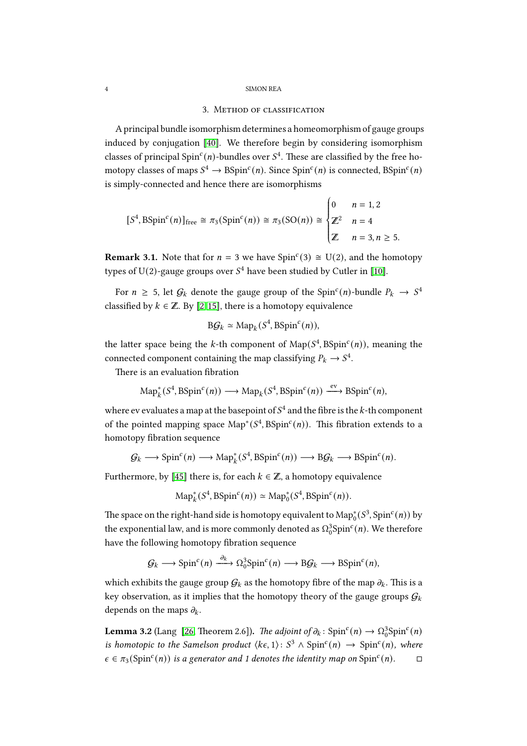## 3. Method of classification

A principal bundle isomorphism determines a homeomorphism of gauge groups induced by conjugation [40]. We therefore begin by considering isomorphism classes of principal $\mathrm{Spin}^c(n)$-bundles over $S^4$. These are classified by the free homotopy classes of maps $S^4 \to \mathrm{BSpin}^c(n)$. Since $\mathrm{Spin}^c(n)$ is connected, $\mathrm{BSpin}^c(n)$ is simply-connected and hence there are isomorphisms

$$[S^4, \mathrm{BSpin}^c(n)]_{\mathrm{free}} \cong \pi_3(\mathrm{Spin}^c(n)) \cong \pi_3(\mathrm{SO}(n)) \cong \begin{cases} 0 & n = 1, 2 \\ \mathbb{Z}^2 & n = 4 \\ \mathbb{Z} & n = 3, n \geq 5. \end{cases}$$

**Remark 3.1.** Note that for $n = 3$ we have $\mathrm{Spin}^c(3) \cong \mathrm{U}(2)$, and the homotopy types of $\mathrm{U}(2)$-gauge groups over $S^4$ have been studied by Cutler in [10].

For $n \geq 5$, let $\mathcal{G}_k$ denote the gauge group of the $\mathrm{Spin}^c(n)$-bundle $P_k \to S^4$ classified by $k \in \mathbb{Z}$. By [2, 15], there is a homotopy equivalence

$$\mathrm{B}\mathcal{G}_k \simeq \mathrm{Map}_k(S^4, \mathrm{BSpin}^c(n)),$$

the latter space being the $k$-th component of $\mathrm{Map}(S^4, \mathrm{BSpin}^c(n))$, meaning the connected component containing the map classifying $P_k \to S^4$.

There is an evaluation fibration

$$\mathrm{Map}^*_k(S^4, \mathrm{BSpin}^c(n)) \longrightarrow \mathrm{Map}_k(S^4, \mathrm{BSpin}^c(n)) \xrightarrow{\mathrm{ev}} \mathrm{BSpin}^c(n),$$

where ev evaluates a map at the basepoint of $S^4$ and the fibre is the $k$-th component of the pointed mapping space $\mathrm{Map}^*(S^4, \mathrm{BSpin}^c(n))$. This fibration extends to a homotopy fibration sequence

$$\mathcal{G}_k \longrightarrow \mathrm{Spin}^c(n) \longrightarrow \mathrm{Map}^*_k(S^4, \mathrm{BSpin}^c(n)) \longrightarrow \mathrm{B}\mathcal{G}_k \longrightarrow \mathrm{BSpin}^c(n).$$

Furthermore, by [45] there is, for each $k \in \mathbb{Z}$, a homotopy equivalence

$$\mathrm{Map}^*_k(S^4, \mathrm{BSpin}^c(n)) \simeq \mathrm{Map}^*_0(S^4, \mathrm{BSpin}^c(n)).$$

The space on the right-hand side is homotopy equivalent to $\mathrm{Map}^*_0(S^3, \mathrm{Spin}^c(n))$ by the exponential law, and is more commonly denoted as $\Omega^3_0\mathrm{Spin}^c(n)$. We therefore have the following homotopy fibration sequence

$$\mathcal{G}_k \longrightarrow \mathrm{Spin}^c(n) \xrightarrow{\partial_k} \Omega^3_0\mathrm{Spin}^c(n) \longrightarrow \mathrm{B}\mathcal{G}_k \longrightarrow \mathrm{BSpin}^c(n),$$

which exhibits the gauge group $\mathcal{G}_k$ as the homotopy fibre of the map $\partial_k$. This is a key observation, as it implies that the homotopy theory of the gauge groups $\mathcal{G}_k$ depends on the maps $\partial_k$.

**Lemma 3.2** (Lang [26, Theorem 2.6])**.** *The adjoint of* $\partial_k \colon \mathrm{Spin}^c(n) \to \Omega^3_0\mathrm{Spin}^c(n)$ *is homotopic to the Samelson product* $\langle k\epsilon, 1\rangle \colon S^3 \wedge \mathrm{Spin}^c(n) \to \mathrm{Spin}^c(n)$*, where* $\epsilon \in \pi_3(\mathrm{Spin}^c(n))$ *is a generator and 1 denotes the identity map on* $\mathrm{Spin}^c(n)$*.* □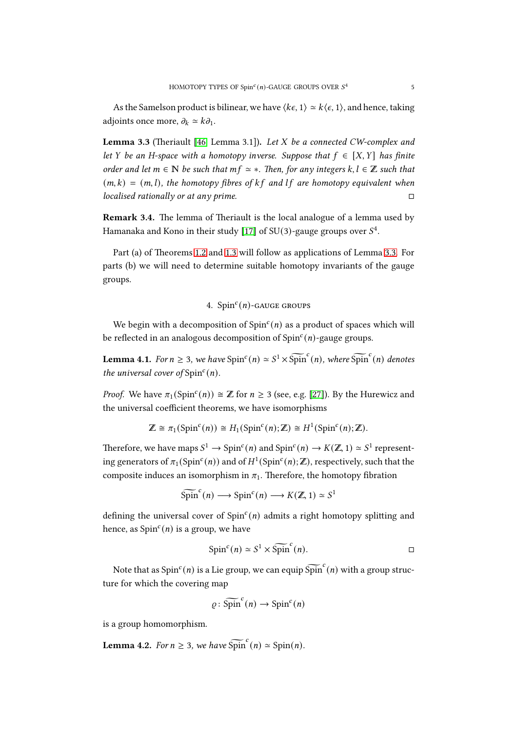As the Samelson product is bilinear, we have $\langle k\epsilon, 1\rangle \simeq k\langle \epsilon, 1\rangle$, and hence, taking adjoints once more, $\partial_k \simeq k\partial_1$.

**Lemma 3.3** (Theriault [46, Lemma 3.1])**.** *Let $X$ be a connected CW-complex and let $Y$ be an H-space with a homotopy inverse. Suppose that $f \in [X, Y]$ has finite order and let $m \in \mathbb{N}$ be such that $mf \simeq *$. Then, for any integers $k, l \in \mathbb{Z}$ such that $(m, k) = (m, l)$, the homotopy fibres of $kf$ and $lf$ are homotopy equivalent when localised rationally or at any prime.* □

**Remark 3.4.** The lemma of Theriault is the local analogue of a lemma used by Hamanaka and Kono in their study [17] of $SU(3)$-gauge groups over $S^4$.

Part (a) of Theorems 1.2 and 1.3 will follow as applications of Lemma 3.3. For parts (b) we will need to determine suitable homotopy invariants of the gauge groups.

## 4. $\mathrm{Spin}^c(n)$-gauge groups

We begin with a decomposition of $\mathrm{Spin}^c(n)$ as a product of spaces which will be reflected in an analogous decomposition of $\mathrm{Spin}^c(n)$-gauge groups.

**Lemma 4.1.** *For $n \geq 3$, we have $\mathrm{Spin}^c(n) \simeq S^1 \times \widetilde{\mathrm{Spin}}^c(n)$, where $\widetilde{\mathrm{Spin}}^c(n)$ denotes the universal cover of $\mathrm{Spin}^c(n)$.*

*Proof.* We have $\pi_1(\mathrm{Spin}^c(n)) \cong \mathbb{Z}$ for $n \geq 3$ (see, e.g. [27]). By the Hurewicz and the universal coefficient theorems, we have isomorphisms

$$\mathbb{Z} \cong \pi_1(\mathrm{Spin}^c(n)) \cong H_1(\mathrm{Spin}^c(n); \mathbb{Z}) \cong H^1(\mathrm{Spin}^c(n); \mathbb{Z}).$$

Therefore, we have maps $S^1 \to \mathrm{Spin}^c(n)$ and $\mathrm{Spin}^c(n) \to K(\mathbb{Z}, 1) \simeq S^1$ representing generators of $\pi_1(\mathrm{Spin}^c(n))$ and of $H^1(\mathrm{Spin}^c(n); \mathbb{Z})$, respectively, such that the composite induces an isomorphism in $\pi_1$. Therefore, the homotopy fibration

$$\widetilde{\mathrm{Spin}}^c(n) \longrightarrow \mathrm{Spin}^c(n) \longrightarrow K(\mathbb{Z}, 1) \simeq S^1$$

defining the universal cover of $\mathrm{Spin}^c(n)$ admits a right homotopy splitting and hence, as $\mathrm{Spin}^c(n)$ is a group, we have

$$\mathrm{Spin}^c(n) \simeq S^1 \times \widetilde{\mathrm{Spin}}^c(n).$$

□

Note that as $\mathrm{Spin}^c(n)$ is a Lie group, we can equip $\widetilde{\mathrm{Spin}}^c(n)$ with a group structure for which the covering map

$$\varrho\colon \widetilde{\mathrm{Spin}}^c(n) \to \mathrm{Spin}^c(n)$$

is a group homomorphism.

**Lemma 4.2.** *For $n \geq 3$, we have $\widetilde{\mathrm{Spin}}^c(n) \simeq \mathrm{Spin}(n)$.*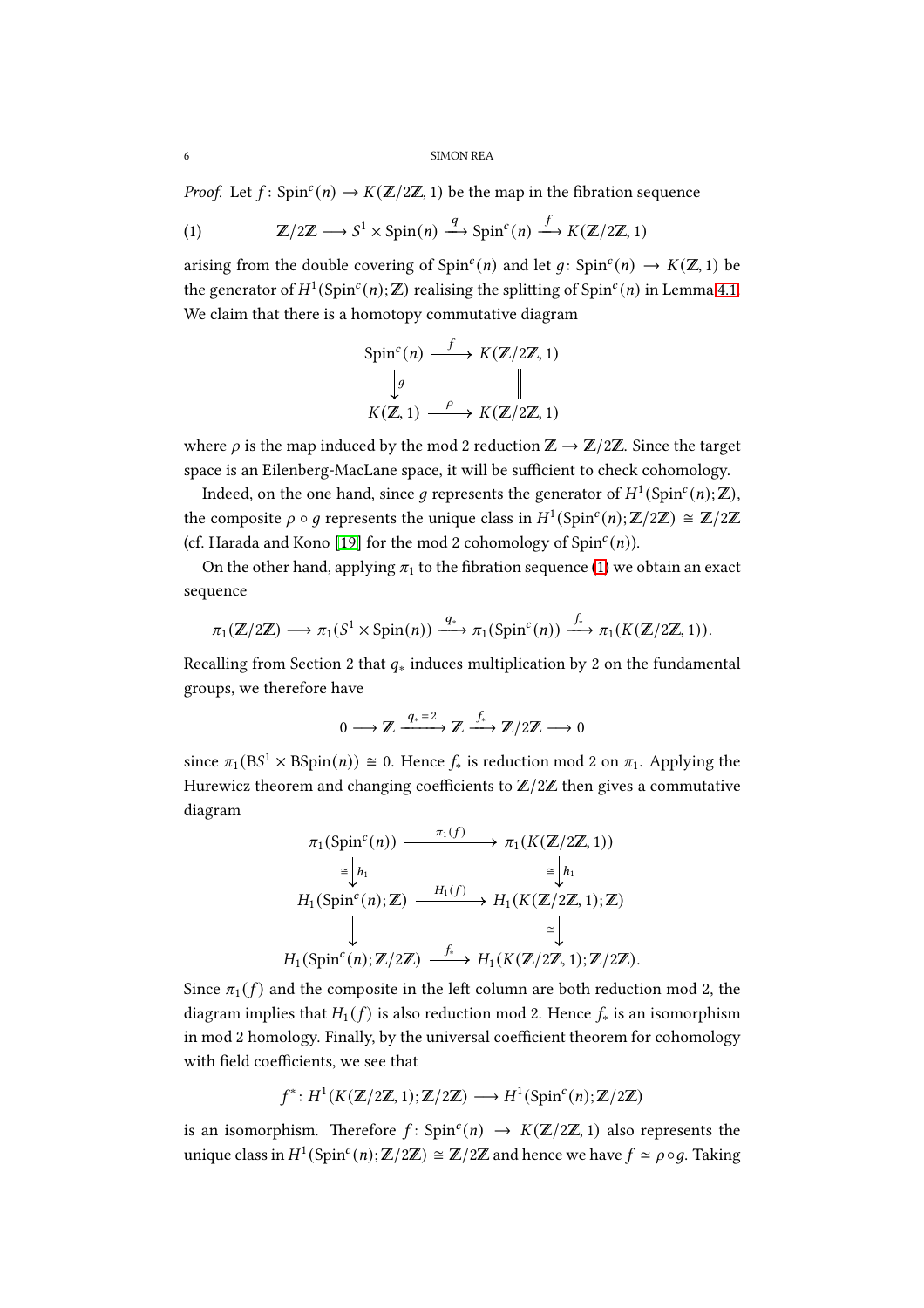*Proof.* Let $f\colon \mathrm{Spin}^c(n) \to K(\mathbb{Z}/2\mathbb{Z}, 1)$ be the map in the fibration sequence

$$\mathbb{Z}/2\mathbb{Z} \longrightarrow S^1 \times \mathrm{Spin}(n) \xrightarrow{q} \mathrm{Spin}^c(n) \xrightarrow{f} K(\mathbb{Z}/2\mathbb{Z}, 1) \tag{1}$$

arising from the double covering of $\mathrm{Spin}^c(n)$ and let $g\colon \mathrm{Spin}^c(n) \to K(\mathbb{Z}, 1)$ be the generator of $H^1(\mathrm{Spin}^c(n); \mathbb{Z})$ realising the splitting of $\mathrm{Spin}^c(n)$ in Lemma 4.1. We claim that there is a homotopy commutative diagram

$$\begin{array}{ccc} \mathrm{Spin}^c(n) & \xrightarrow{f} & K(\mathbb{Z}/2\mathbb{Z}, 1) \\ \big\downarrow g & & \big\| \\ K(\mathbb{Z}, 1) & \xrightarrow{\rho} & K(\mathbb{Z}/2\mathbb{Z}, 1) \end{array}$$

where $\rho$ is the map induced by the mod 2 reduction $\mathbb{Z} \to \mathbb{Z}/2\mathbb{Z}$. Since the target space is an Eilenberg-MacLane space, it will be sufficient to check cohomology.

Indeed, on the one hand, since $g$ represents the generator of $H^1(\mathrm{Spin}^c(n); \mathbb{Z})$, the composite $\rho \circ g$ represents the unique class in $H^1(\mathrm{Spin}^c(n); \mathbb{Z}/2\mathbb{Z}) \cong \mathbb{Z}/2\mathbb{Z}$ (cf. Harada and Kono [19] for the mod 2 cohomology of $\mathrm{Spin}^c(n)$).

On the other hand, applying $\pi_1$ to the fibration sequence (1) we obtain an exact sequence

$$\pi_1(\mathbb{Z}/2\mathbb{Z}) \longrightarrow \pi_1(S^1 \times \mathrm{Spin}(n)) \xrightarrow{q_*} \pi_1(\mathrm{Spin}^c(n)) \xrightarrow{f_*} \pi_1(K(\mathbb{Z}/2\mathbb{Z}, 1)).$$

Recalling from Section 2 that $q_*$ induces multiplication by 2 on the fundamental groups, we therefore have

$$0 \longrightarrow \mathbb{Z} \xrightarrow{q_* = 2} \mathbb{Z} \xrightarrow{f_*} \mathbb{Z}/2\mathbb{Z} \longrightarrow 0$$

since $\pi_1(BS^1 \times B\mathrm{Spin}(n)) \cong 0$. Hence $f_*$ is reduction mod 2 on $\pi_1$. Applying the Hurewicz theorem and changing coefficients to $\mathbb{Z}/2\mathbb{Z}$ then gives a commutative diagram

$$\begin{array}{ccc} \pi_1(\mathrm{Spin}^c(n)) & \xrightarrow{\pi_1(f)} & \pi_1(K(\mathbb{Z}/2\mathbb{Z}, 1)) \\ \cong \big\downarrow h_1 & & \cong \big\downarrow h_1 \\ H_1(\mathrm{Spin}^c(n); \mathbb{Z}) & \xrightarrow{H_1(f)} & H_1(K(\mathbb{Z}/2\mathbb{Z}, 1); \mathbb{Z}) \\ \big\downarrow & & \cong \big\downarrow \\ H_1(\mathrm{Spin}^c(n); \mathbb{Z}/2\mathbb{Z}) & \xrightarrow{f_*} & H_1(K(\mathbb{Z}/2\mathbb{Z}, 1); \mathbb{Z}/2\mathbb{Z}). \end{array}$$

Since $\pi_1(f)$ and the composite in the left column are both reduction mod 2, the diagram implies that $H_1(f)$ is also reduction mod 2. Hence $f_*$ is an isomorphism in mod 2 homology. Finally, by the universal coefficient theorem for cohomology with field coefficients, we see that

$$f^*\colon H^1(K(\mathbb{Z}/2\mathbb{Z}, 1); \mathbb{Z}/2\mathbb{Z}) \longrightarrow H^1(\mathrm{Spin}^c(n); \mathbb{Z}/2\mathbb{Z})$$

is an isomorphism. Therefore $f\colon \mathrm{Spin}^c(n) \to K(\mathbb{Z}/2\mathbb{Z}, 1)$ also represents the unique class in $H^1(\mathrm{Spin}^c(n); \mathbb{Z}/2\mathbb{Z}) \cong \mathbb{Z}/2\mathbb{Z}$ and hence we have $f \simeq \rho \circ g$. Taking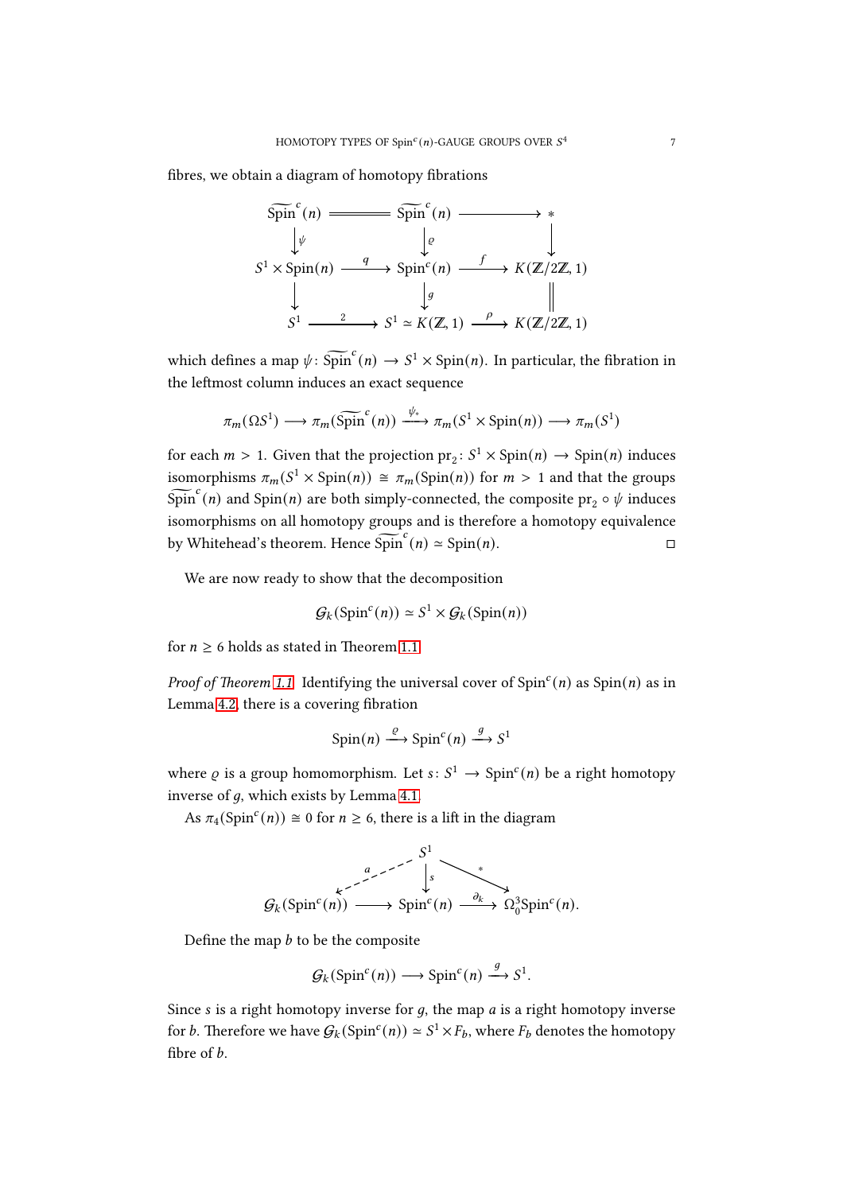fibres, we obtain a diagram of homotopy fibrations

$$
\begin{array}{ccccc}
\widetilde{\mathrm{Spin}}^c(n) & = & \widetilde{\mathrm{Spin}}^c(n) & \longrightarrow & * \\
\downarrow \psi & & \downarrow \varrho & & \downarrow \\
S^1 \times \mathrm{Spin}(n) & \xrightarrow{q} & \mathrm{Spin}^c(n) & \xrightarrow{f} & K(\mathbb{Z}/2\mathbb{Z}, 1) \\
\downarrow & & \downarrow g & & \| \\
S^1 & \xrightarrow{2} & S^1 \simeq K(\mathbb{Z}, 1) & \xrightarrow{\rho} & K(\mathbb{Z}/2\mathbb{Z}, 1)
\end{array}
$$

which defines a map $\psi \colon \widetilde{\mathrm{Spin}}^c(n) \to S^1 \times \mathrm{Spin}(n)$. In particular, the fibration in the leftmost column induces an exact sequence

$$\pi_m(\Omega S^1) \longrightarrow \pi_m(\widetilde{\mathrm{Spin}}^c(n)) \xrightarrow{\psi_*} \pi_m(S^1 \times \mathrm{Spin}(n)) \longrightarrow \pi_m(S^1)$$

for each $m > 1$. Given that the projection $\mathrm{pr}_2 \colon S^1 \times \mathrm{Spin}(n) \to \mathrm{Spin}(n)$ induces isomorphisms $\pi_m(S^1 \times \mathrm{Spin}(n)) \cong \pi_m(\mathrm{Spin}(n))$ for $m > 1$ and that the groups $\widetilde{\mathrm{Spin}}^c(n)$ and $\mathrm{Spin}(n)$ are both simply-connected, the composite $\mathrm{pr}_2 \circ \psi$ induces isomorphisms on all homotopy groups and is therefore a homotopy equivalence by Whitehead's theorem. Hence $\widetilde{\mathrm{Spin}}^c(n) \simeq \mathrm{Spin}(n)$. □

We are now ready to show that the decomposition

$$\mathcal{G}_k(\mathrm{Spin}^c(n)) \simeq S^1 \times \mathcal{G}_k(\mathrm{Spin}(n))$$

for $n \geq 6$ holds as stated in Theorem 1.1.

*Proof of Theorem 1.1.* Identifying the universal cover of $\mathrm{Spin}^c(n)$ as $\mathrm{Spin}(n)$ as in Lemma 4.2, there is a covering fibration

$$\mathrm{Spin}(n) \xrightarrow{\varrho} \mathrm{Spin}^c(n) \xrightarrow{g} S^1$$

where $\varrho$ is a group homomorphism. Let $s \colon S^1 \to \mathrm{Spin}^c(n)$ be a right homotopy inverse of $g$, which exists by Lemma 4.1.

As $\pi_4(\mathrm{Spin}^c(n)) \cong 0$ for $n \geq 6$, there is a lift in the diagram

$$
\begin{array}{ccccc}
 & & S^1 & & \\
 & \overset{a}{\swarrow} & \downarrow s & \overset{*}{\searrow} & \\
\mathcal{G}_k(\mathrm{Spin}^c(n)) & \longrightarrow & \mathrm{Spin}^c(n) & \xrightarrow{\partial_k} & \Omega_0^3 \mathrm{Spin}^c(n).
\end{array}
$$

Define the map $b$ to be the composite

$$\mathcal{G}_k(\mathrm{Spin}^c(n)) \longrightarrow \mathrm{Spin}^c(n) \xrightarrow{g} S^1.$$

Since $s$ is a right homotopy inverse for $g$, the map $a$ is a right homotopy inverse for $b$. Therefore we have $\mathcal{G}_k(\mathrm{Spin}^c(n)) \simeq S^1 \times F_b$, where $F_b$ denotes the homotopy fibre of $b$.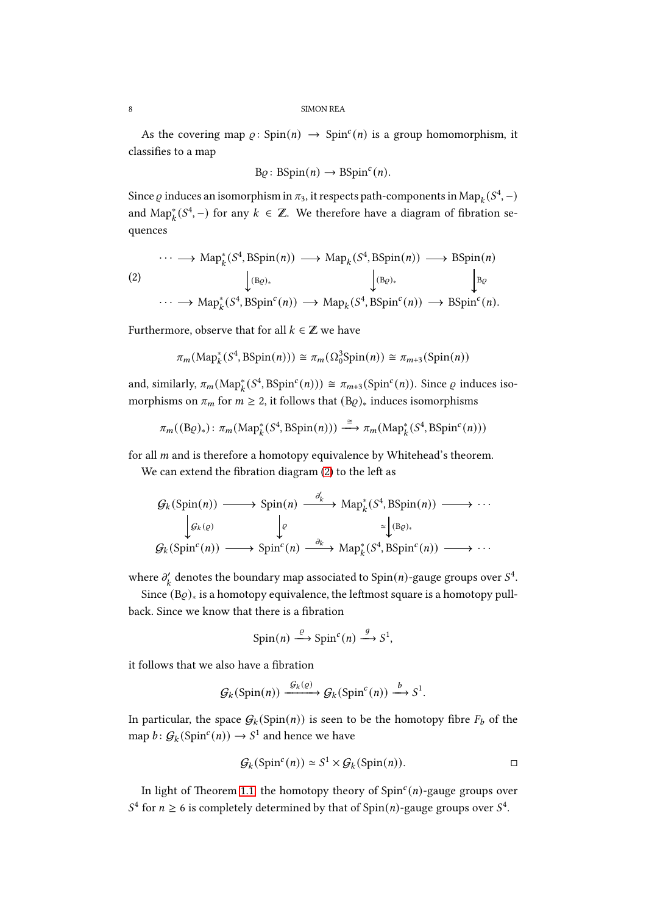As the covering map $\varrho\colon \mathrm{Spin}(n) \to \mathrm{Spin}^c(n)$ is a group homomorphism, it classifies to a map

$$\mathrm{B}\varrho\colon \mathrm{BSpin}(n) \to \mathrm{BSpin}^c(n).$$

Since $\varrho$ induces an isomorphism in $\pi_3$, it respects path-components in $\mathrm{Map}_k(S^4, -)$ and $\mathrm{Map}^*_k(S^4, -)$ for any $k \in \mathbb{Z}$. We therefore have a diagram of fibration sequences

$$\begin{array}{ccccccc} \cdots \longrightarrow & \mathrm{Map}^*_k(S^4, \mathrm{BSpin}(n)) & \longrightarrow & \mathrm{Map}_k(S^4, \mathrm{BSpin}(n)) & \longrightarrow & \mathrm{BSpin}(n) \\ & \big\downarrow{\scriptstyle (\mathrm{B}\varrho)_*} & & \big\downarrow{\scriptstyle (\mathrm{B}\varrho)_*} & & \big\downarrow{\scriptstyle \mathrm{B}\varrho} \\ \cdots \longrightarrow & \mathrm{Map}^*_k(S^4, \mathrm{BSpin}^c(n)) & \longrightarrow & \mathrm{Map}_k(S^4, \mathrm{BSpin}^c(n)) & \longrightarrow & \mathrm{BSpin}^c(n). \end{array} \tag{2}$$

Furthermore, observe that for all $k \in \mathbb{Z}$ we have

$$\pi_m(\mathrm{Map}^*_k(S^4, \mathrm{BSpin}(n))) \cong \pi_m(\Omega^3_0 \mathrm{Spin}(n)) \cong \pi_{m+3}(\mathrm{Spin}(n))$$

and, similarly, $\pi_m(\mathrm{Map}^*_k(S^4, \mathrm{BSpin}^c(n))) \cong \pi_{m+3}(\mathrm{Spin}^c(n))$. Since $\varrho$ induces isomorphisms on $\pi_m$ for $m \geq 2$, it follows that $(\mathrm{B}\varrho)_*$ induces isomorphisms

$$\pi_m((\mathrm{B}\varrho)_*)\colon \pi_m(\mathrm{Map}^*_k(S^4, \mathrm{BSpin}(n))) \xrightarrow{\cong} \pi_m(\mathrm{Map}^*_k(S^4, \mathrm{BSpin}^c(n)))$$

for all $m$ and is therefore a homotopy equivalence by Whitehead's theorem.

We can extend the fibration diagram (2) to the left as

$$\begin{array}{ccccccc} \mathcal{G}_k(\mathrm{Spin}(n)) & \longrightarrow & \mathrm{Spin}(n) & \xrightarrow{\partial'_k} & \mathrm{Map}^*_k(S^4, \mathrm{BSpin}(n)) & \longrightarrow \cdots \\ \big\downarrow{\scriptstyle \mathcal{G}_k(\varrho)} & & \big\downarrow{\scriptstyle \varrho} & & {\scriptstyle \simeq}\big\downarrow{\scriptstyle (\mathrm{B}\varrho)_*} & \\ \mathcal{G}_k(\mathrm{Spin}^c(n)) & \longrightarrow & \mathrm{Spin}^c(n) & \xrightarrow{\partial_k} & \mathrm{Map}^*_k(S^4, \mathrm{BSpin}^c(n)) & \longrightarrow \cdots \end{array}$$

where $\partial'_k$ denotes the boundary map associated to $\mathrm{Spin}(n)$-gauge groups over $S^4$.

Since $(\mathrm{B}\varrho)_*$ is a homotopy equivalence, the leftmost square is a homotopy pullback. Since we know that there is a fibration

$$\mathrm{Spin}(n) \xrightarrow{\varrho} \mathrm{Spin}^c(n) \xrightarrow{g} S^1,$$

it follows that we also have a fibration

$$\mathcal{G}_k(\mathrm{Spin}(n)) \xrightarrow{\mathcal{G}_k(\varrho)} \mathcal{G}_k(\mathrm{Spin}^c(n)) \xrightarrow{b} S^1.$$

In particular, the space $\mathcal{G}_k(\mathrm{Spin}(n))$ is seen to be the homotopy fibre $F_b$ of the map $b\colon \mathcal{G}_k(\mathrm{Spin}^c(n)) \to S^1$ and hence we have

$$\mathcal{G}_k(\mathrm{Spin}^c(n)) \simeq S^1 \times \mathcal{G}_k(\mathrm{Spin}(n)). \qquad \square$$

In light of Theorem 1.1, the homotopy theory of $\mathrm{Spin}^c(n)$-gauge groups over $S^4$ for $n \geq 6$ is completely determined by that of $\mathrm{Spin}(n)$-gauge groups over $S^4$.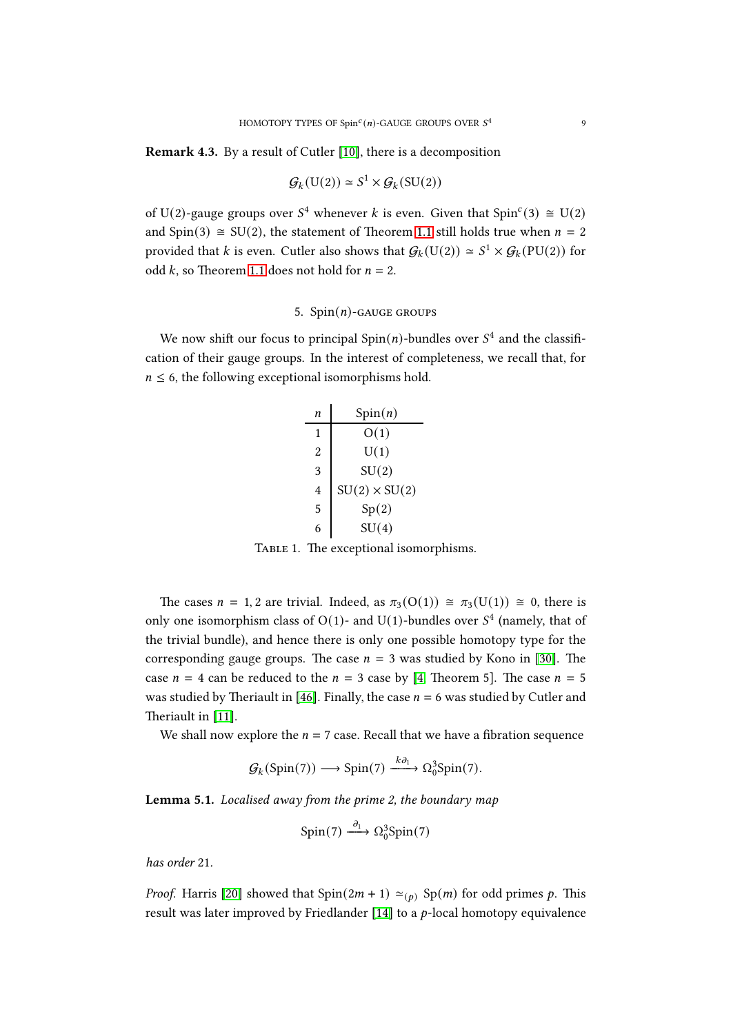**Remark 4.3.** By a result of Cutler [10], there is a decomposition

$$\mathcal{G}_k(\mathrm{U}(2)) \simeq S^1 \times \mathcal{G}_k(\mathrm{SU}(2))$$

of $\mathrm{U}(2)$-gauge groups over $S^4$ whenever $k$ is even. Given that $\mathrm{Spin}^c(3) \cong \mathrm{U}(2)$ and $\mathrm{Spin}(3) \cong \mathrm{SU}(2)$, the statement of Theorem 1.1 still holds true when $n = 2$ provided that $k$ is even. Cutler also shows that $\mathcal{G}_k(\mathrm{U}(2)) \simeq S^1 \times \mathcal{G}_k(\mathrm{PU}(2))$ for odd $k$, so Theorem 1.1 does not hold for $n = 2$.

## 5. Spin($n$)-gauge groups

We now shift our focus to principal $\mathrm{Spin}(n)$-bundles over $S^4$ and the classification of their gauge groups. In the interest of completeness, we recall that, for $n \leq 6$, the following exceptional isomorphisms hold.

| $n$ | $\mathrm{Spin}(n)$ |
|---|---|
| 1 | $\mathrm{O}(1)$ |
| 2 | $\mathrm{U}(1)$ |
| 3 | $\mathrm{SU}(2)$ |
| 4 | $\mathrm{SU}(2) \times \mathrm{SU}(2)$ |
| 5 | $\mathrm{Sp}(2)$ |
| 6 | $\mathrm{SU}(4)$ |

Table 1. The exceptional isomorphisms.

The cases $n = 1, 2$ are trivial. Indeed, as $\pi_3(\mathrm{O}(1)) \cong \pi_3(\mathrm{U}(1)) \cong 0$, there is only one isomorphism class of $\mathrm{O}(1)$- and $\mathrm{U}(1)$-bundles over $S^4$ (namely, that of the trivial bundle), and hence there is only one possible homotopy type for the corresponding gauge groups. The case $n = 3$ was studied by Kono in [30]. The case $n = 4$ can be reduced to the $n = 3$ case by [4, Theorem 5]. The case $n = 5$ was studied by Theriault in [46]. Finally, the case $n = 6$ was studied by Cutler and Theriault in [11].

We shall now explore the $n = 7$ case. Recall that we have a fibration sequence

$$\mathcal{G}_k(\mathrm{Spin}(7)) \longrightarrow \mathrm{Spin}(7) \xrightarrow{k\partial_1} \Omega_0^3\mathrm{Spin}(7).$$

**Lemma 5.1.** *Localised away from the prime 2, the boundary map*

$$\mathrm{Spin}(7) \xrightarrow{\partial_1} \Omega_0^3\mathrm{Spin}(7)$$

*has order 21.*

*Proof.* Harris [20] showed that $\mathrm{Spin}(2m+1) \simeq_{(p)} \mathrm{Sp}(m)$ for odd primes $p$. This result was later improved by Friedlander [14] to a $p$-local homotopy equivalence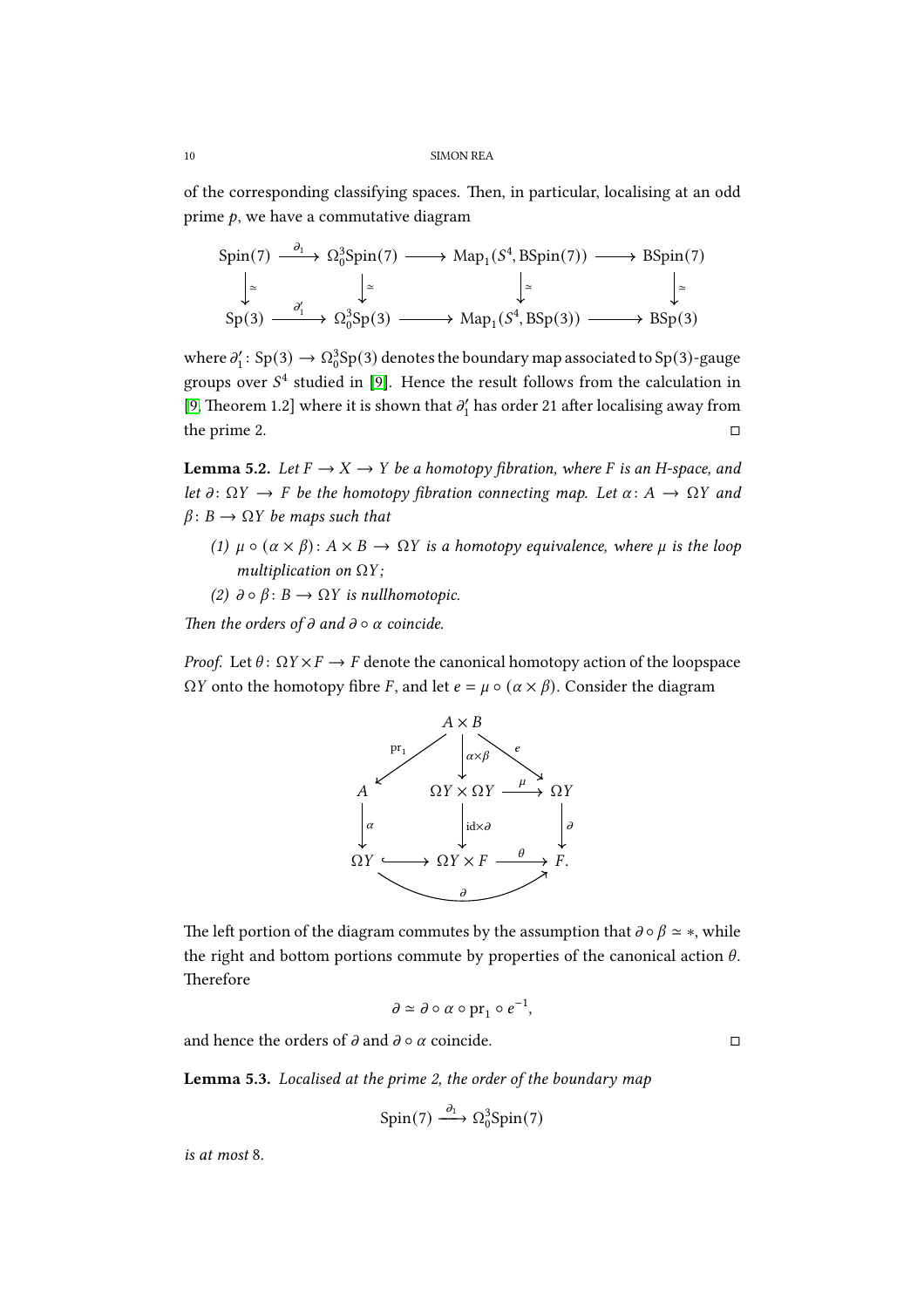of the corresponding classifying spaces. Then, in particular, localising at an odd prime $p$, we have a commutative diagram

$$\begin{array}{ccccccc}
\mathrm{Spin}(7) & \xrightarrow{\partial_1} & \Omega^3_0\mathrm{Spin}(7) & \longrightarrow & \mathrm{Map}_1(S^4, B\mathrm{Spin}(7)) & \longrightarrow & B\mathrm{Spin}(7) \\
\downarrow\simeq & & \downarrow\simeq & & \downarrow\simeq & & \downarrow\simeq \\
\mathrm{Sp}(3) & \xrightarrow{\partial_1'} & \Omega^3_0\mathrm{Sp}(3) & \longrightarrow & \mathrm{Map}_1(S^4, B\mathrm{Sp}(3)) & \longrightarrow & B\mathrm{Sp}(3)
\end{array}$$

where $\partial_1' \colon \mathrm{Sp}(3) \to \Omega^3_0\mathrm{Sp}(3)$ denotes the boundary map associated to $\mathrm{Sp}(3)$-gauge groups over $S^4$ studied in [9]. Hence the result follows from the calculation in [9, Theorem 1.2] where it is shown that $\partial_1'$ has order 21 after localising away from the prime 2. $\square$

**Lemma 5.2.** *Let $F \to X \to Y$ be a homotopy fibration, where $F$ is an H-space, and let $\partial\colon \Omega Y \to F$ be the homotopy fibration connecting map. Let $\alpha\colon A \to \Omega Y$ and $\beta\colon B \to \Omega Y$ be maps such that*

*(1) $\mu \circ (\alpha \times \beta)\colon A \times B \to \Omega Y$ is a homotopy equivalence, where $\mu$ is the loop multiplication on $\Omega Y$;*

*(2) $\partial \circ \beta\colon B \to \Omega Y$ is nullhomotopic.*

*Then the orders of $\partial$ and $\partial \circ \alpha$ coincide.*

*Proof.* Let $\theta\colon \Omega Y \times F \to F$ denote the canonical homotopy action of the loopspace $\Omega Y$ onto the homotopy fibre $F$, and let $e = \mu \circ (\alpha \times \beta)$. Consider the diagram

$$\begin{array}{ccccc}
 & & A \times B & & \\
 & \swarrow^{\mathrm{pr}_1} & \downarrow{\scriptstyle \alpha\times\beta} & \searrow^{e} & \\
A & & \Omega Y \times \Omega Y & \xrightarrow{\mu} & \Omega Y \\
\downarrow{\scriptstyle \alpha} & & \downarrow{\scriptstyle \mathrm{id}\times\partial} & & \downarrow{\scriptstyle \partial} \\
\Omega Y & \hookrightarrow & \Omega Y \times F & \xrightarrow{\theta} & F.
\end{array}$$

(with the bottom composite $\Omega Y \to F$ labelled $\partial$.)

The left portion of the diagram commutes by the assumption that $\partial \circ \beta \simeq *$, while the right and bottom portions commute by properties of the canonical action $\theta$. Therefore

$$\partial \simeq \partial \circ \alpha \circ \mathrm{pr}_1 \circ e^{-1},$$

and hence the orders of $\partial$ and $\partial \circ \alpha$ coincide. $\square$

**Lemma 5.3.** *Localised at the prime 2, the order of the boundary map*

$$\mathrm{Spin}(7) \xrightarrow{\partial_1} \Omega^3_0\mathrm{Spin}(7)$$

*is at most* 8.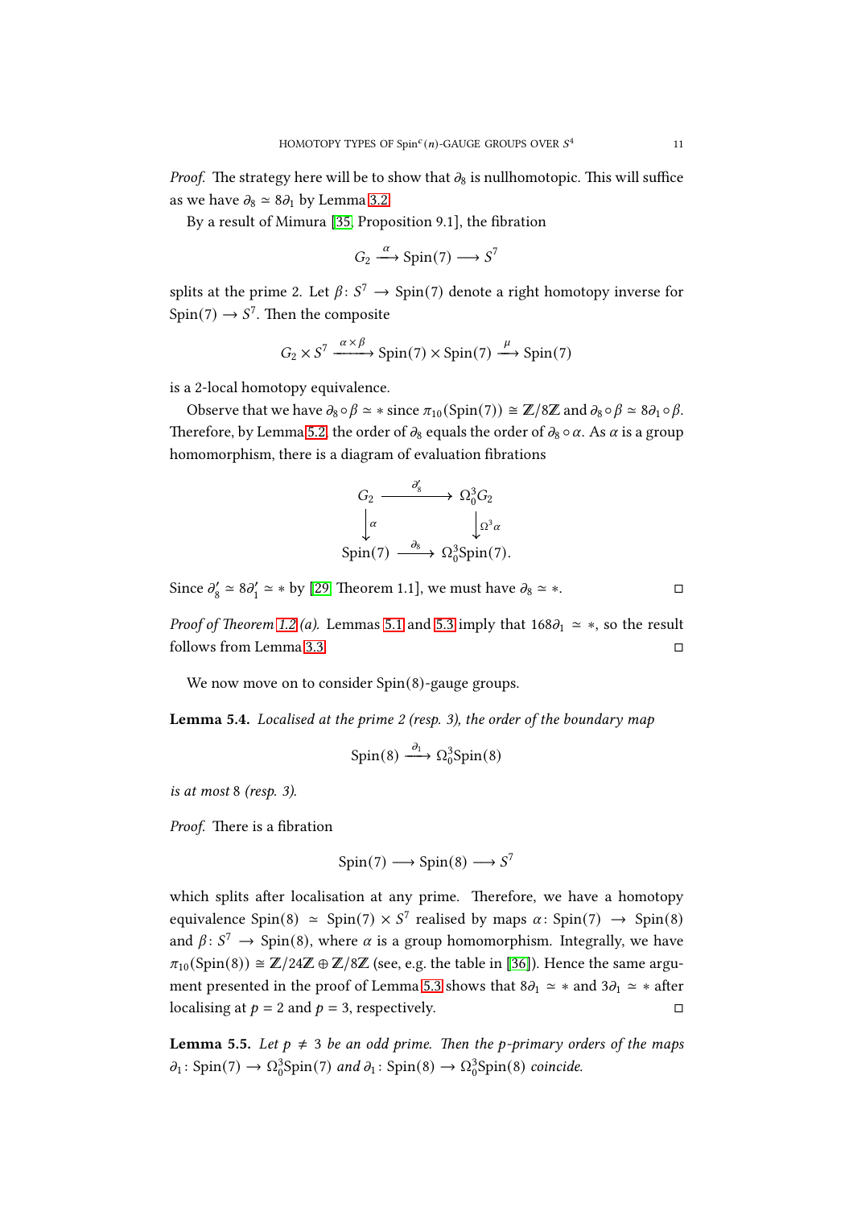*Proof.* The strategy here will be to show that $\partial_8$ is nullhomotopic. This will suffice as we have $\partial_8 \simeq 8\partial_1$ by Lemma 3.2.

By a result of Mimura [35, Proposition 9.1], the fibration

$$G_2 \xrightarrow{\alpha} \mathrm{Spin}(7) \longrightarrow S^7$$

splits at the prime 2. Let $\beta\colon S^7 \to \mathrm{Spin}(7)$ denote a right homotopy inverse for $\mathrm{Spin}(7) \to S^7$. Then the composite

$$G_2 \times S^7 \xrightarrow{\alpha\times\beta} \mathrm{Spin}(7)\times\mathrm{Spin}(7) \xrightarrow{\mu} \mathrm{Spin}(7)$$

is a 2-local homotopy equivalence.

Observe that we have $\partial_8 \circ \beta \simeq *$ since $\pi_{10}(\mathrm{Spin}(7)) \cong \mathbb{Z}/8\mathbb{Z}$ and $\partial_8\circ\beta \simeq 8\partial_1\circ\beta$. Therefore, by Lemma 5.2, the order of $\partial_8$ equals the order of $\partial_8 \circ \alpha$. As $\alpha$ is a group homomorphism, there is a diagram of evaluation fibrations

$$\begin{array}{ccc} G_2 & \xrightarrow{\partial_8'} & \Omega_0^3 G_2 \\ \big\downarrow{\scriptstyle \alpha} & & \big\downarrow{\scriptstyle \Omega^3\alpha} \\ \mathrm{Spin}(7) & \xrightarrow{\partial_8} & \Omega_0^3\mathrm{Spin}(7). \end{array}$$

Since $\partial_8' \simeq 8\partial_1' \simeq *$ by [29, Theorem 1.1], we must have $\partial_8 \simeq *$. □

*Proof of Theorem 1.2 (a).* Lemmas 5.1 and 5.3 imply that $168\partial_1 \simeq *$, so the result follows from Lemma 3.3. □

We now move on to consider Spin(8)-gauge groups.

**Lemma 5.4.** *Localised at the prime 2 (resp. 3), the order of the boundary map*

$$\mathrm{Spin}(8) \xrightarrow{\partial_1} \Omega_0^3\mathrm{Spin}(8)$$

*is at most* 8 *(resp. 3).*

*Proof.* There is a fibration

$$\mathrm{Spin}(7) \longrightarrow \mathrm{Spin}(8) \longrightarrow S^7$$

which splits after localisation at any prime. Therefore, we have a homotopy equivalence $\mathrm{Spin}(8) \simeq \mathrm{Spin}(7)\times S^7$ realised by maps $\alpha\colon \mathrm{Spin}(7) \to \mathrm{Spin}(8)$ and $\beta\colon S^7 \to \mathrm{Spin}(8)$, where $\alpha$ is a group homomorphism. Integrally, we have $\pi_{10}(\mathrm{Spin}(8)) \cong \mathbb{Z}/24\mathbb{Z} \oplus \mathbb{Z}/8\mathbb{Z}$ (see, e.g. the table in [36]). Hence the same argument presented in the proof of Lemma 5.3 shows that $8\partial_1 \simeq *$ and $3\partial_1 \simeq *$ after localising at $p = 2$ and $p = 3$, respectively. □

**Lemma 5.5.** *Let $p \neq 3$ be an odd prime. Then the $p$-primary orders of the maps $\partial_1\colon \mathrm{Spin}(7) \to \Omega_0^3\mathrm{Spin}(7)$ and $\partial_1\colon \mathrm{Spin}(8) \to \Omega_0^3\mathrm{Spin}(8)$ coincide.*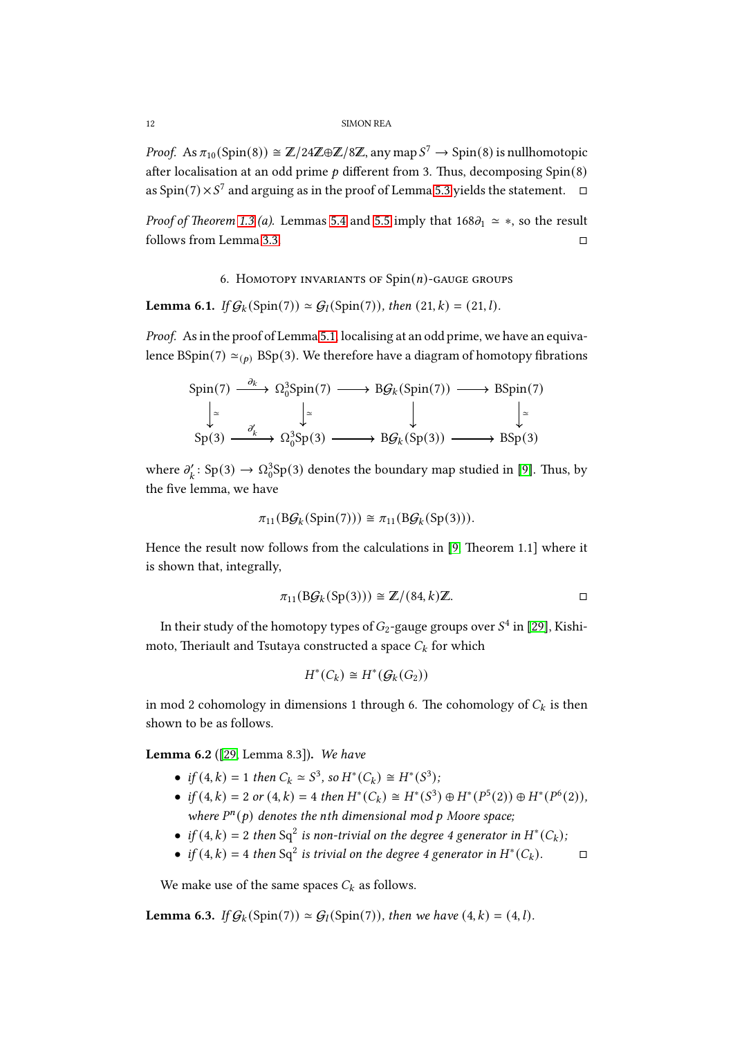*Proof.* As $\pi_{10}(\mathrm{Spin}(8)) \cong \mathbb{Z}/24\mathbb{Z} \oplus \mathbb{Z}/8\mathbb{Z}$, any map $S^7 \to \mathrm{Spin}(8)$ is nullhomotopic after localisation at an odd prime $p$ different from 3. Thus, decomposing $\mathrm{Spin}(8)$ as $\mathrm{Spin}(7) \times S^7$ and arguing as in the proof of Lemma 5.3 yields the statement. ◻

*Proof of Theorem 1.3 (a).* Lemmas 5.4 and 5.5 imply that $168\partial_1 \simeq *$, so the result follows from Lemma 3.3. ◻

## 6. Homotopy invariants of Spin($n$)-gauge groups

**Lemma 6.1.** *If $\mathcal{G}_k(\mathrm{Spin}(7)) \simeq \mathcal{G}_l(\mathrm{Spin}(7))$, then $(21, k) = (21, l)$.*

*Proof.* As in the proof of Lemma 5.1, localising at an odd prime, we have an equivalence $\mathrm{BSpin}(7) \simeq_{(p)} \mathrm{BSp}(3)$. We therefore have a diagram of homotopy fibrations

$$
\begin{array}{ccccccc}
\mathrm{Spin}(7) & \xrightarrow{\partial_k} & \Omega_0^3\mathrm{Spin}(7) & \longrightarrow & \mathrm{B}\mathcal{G}_k(\mathrm{Spin}(7)) & \longrightarrow & \mathrm{BSpin}(7) \\
\downarrow \simeq & & \downarrow \simeq & & \downarrow & & \downarrow \simeq \\
\mathrm{Sp}(3) & \xrightarrow{\partial'_k} & \Omega_0^3\mathrm{Sp}(3) & \longrightarrow & \mathrm{B}\mathcal{G}_k(\mathrm{Sp}(3)) & \longrightarrow & \mathrm{BSp}(3)
\end{array}
$$

where $\partial'_k \colon \mathrm{Sp}(3) \to \Omega_0^3\mathrm{Sp}(3)$ denotes the boundary map studied in [9]. Thus, by the five lemma, we have

$$\pi_{11}(\mathrm{B}\mathcal{G}_k(\mathrm{Spin}(7))) \cong \pi_{11}(\mathrm{B}\mathcal{G}_k(\mathrm{Sp}(3))).$$

Hence the result now follows from the calculations in [9, Theorem 1.1] where it is shown that, integrally,

$$\pi_{11}(\mathrm{B}\mathcal{G}_k(\mathrm{Sp}(3))) \cong \mathbb{Z}/(84, k)\mathbb{Z}.$$ ◻

In their study of the homotopy types of $G_2$-gauge groups over $S^4$ in [29], Kishimoto, Theriault and Tsutaya constructed a space $C_k$ for which

$$H^*(C_k) \cong H^*(\mathcal{G}_k(G_2))$$

in mod 2 cohomology in dimensions 1 through 6. The cohomology of $C_k$ is then shown to be as follows.

**Lemma 6.2** ([29, Lemma 8.3]). *We have*

- *if $(4, k) = 1$ then $C_k \simeq S^3$, so $H^*(C_k) \cong H^*(S^3)$;*
- *if $(4, k) = 2$ or $(4, k) = 4$ then $H^*(C_k) \cong H^*(S^3) \oplus H^*(P^5(2)) \oplus H^*(P^6(2))$, where $P^n(p)$ denotes the $n$th dimensional mod $p$ Moore space;*
- *if $(4, k) = 2$ then $\mathrm{Sq}^2$ is non-trivial on the degree 4 generator in $H^*(C_k)$;*
- *if $(4, k) = 4$ then $\mathrm{Sq}^2$ is trivial on the degree 4 generator in $H^*(C_k)$.* ◻

We make use of the same spaces $C_k$ as follows.

**Lemma 6.3.** *If $\mathcal{G}_k(\mathrm{Spin}(7)) \simeq \mathcal{G}_l(\mathrm{Spin}(7))$, then we have $(4, k) = (4, l)$.*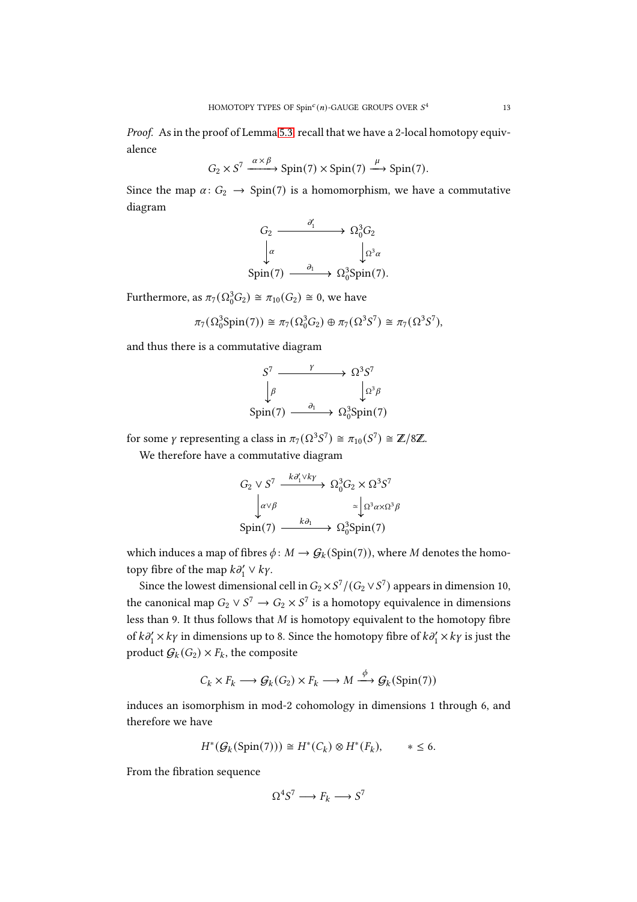*Proof.* As in the proof of Lemma 5.3, recall that we have a 2-local homotopy equivalence

$$G_2 \times S^7 \xrightarrow{\alpha \times \beta} \mathrm{Spin}(7) \times \mathrm{Spin}(7) \xrightarrow{\mu} \mathrm{Spin}(7).$$

Since the map $\alpha \colon G_2 \to \mathrm{Spin}(7)$ is a homomorphism, we have a commutative diagram

$$\begin{array}{ccc} G_2 & \xrightarrow{\partial_1'} & \Omega_0^3 G_2 \\ \downarrow{\scriptstyle \alpha} & & \downarrow{\scriptstyle \Omega^3\alpha} \\ \mathrm{Spin}(7) & \xrightarrow{\partial_1} & \Omega_0^3 \mathrm{Spin}(7). \end{array}$$

Furthermore, as $\pi_7(\Omega_0^3 G_2) \cong \pi_{10}(G_2) \cong 0$, we have

$$\pi_7(\Omega_0^3 \mathrm{Spin}(7)) \cong \pi_7(\Omega_0^3 G_2) \oplus \pi_7(\Omega^3 S^7) \cong \pi_7(\Omega^3 S^7),$$

and thus there is a commutative diagram

$$\begin{array}{ccc} S^7 & \xrightarrow{\gamma} & \Omega^3 S^7 \\ \downarrow{\scriptstyle \beta} & & \downarrow{\scriptstyle \Omega^3\beta} \\ \mathrm{Spin}(7) & \xrightarrow{\partial_1} & \Omega_0^3 \mathrm{Spin}(7) \end{array}$$

for some $\gamma$ representing a class in $\pi_7(\Omega^3 S^7) \cong \pi_{10}(S^7) \cong \mathbb{Z}/8\mathbb{Z}$.

We therefore have a commutative diagram

$$\begin{array}{ccc} G_2 \vee S^7 & \xrightarrow{k\partial_1' \vee k\gamma} & \Omega_0^3 G_2 \times \Omega^3 S^7 \\ \downarrow{\scriptstyle \alpha \vee \beta} & & \simeq \downarrow{\scriptstyle \Omega^3\alpha \times \Omega^3\beta} \\ \mathrm{Spin}(7) & \xrightarrow{k\partial_1} & \Omega_0^3 \mathrm{Spin}(7) \end{array}$$

which induces a map of fibres $\phi \colon M \to \mathcal{G}_k(\mathrm{Spin}(7))$, where $M$ denotes the homotopy fibre of the map $k\partial_1' \vee k\gamma$.

Since the lowest dimensional cell in $G_2 \times S^7 / (G_2 \vee S^7)$ appears in dimension 10, the canonical map $G_2 \vee S^7 \to G_2 \times S^7$ is a homotopy equivalence in dimensions less than 9. It thus follows that $M$ is homotopy equivalent to the homotopy fibre of $k\partial_1' \times k\gamma$ in dimensions up to 8. Since the homotopy fibre of $k\partial_1' \times k\gamma$ is just the product $\mathcal{G}_k(G_2) \times F_k$, the composite

$$C_k \times F_k \longrightarrow \mathcal{G}_k(G_2) \times F_k \longrightarrow M \xrightarrow{\phi} \mathcal{G}_k(\mathrm{Spin}(7))$$

induces an isomorphism in mod-2 cohomology in dimensions 1 through 6, and therefore we have

$$H^*(\mathcal{G}_k(\mathrm{Spin}(7))) \cong H^*(C_k) \otimes H^*(F_k), \qquad * \leq 6.$$

From the fibration sequence

$$\Omega^4 S^7 \longrightarrow F_k \longrightarrow S^7$$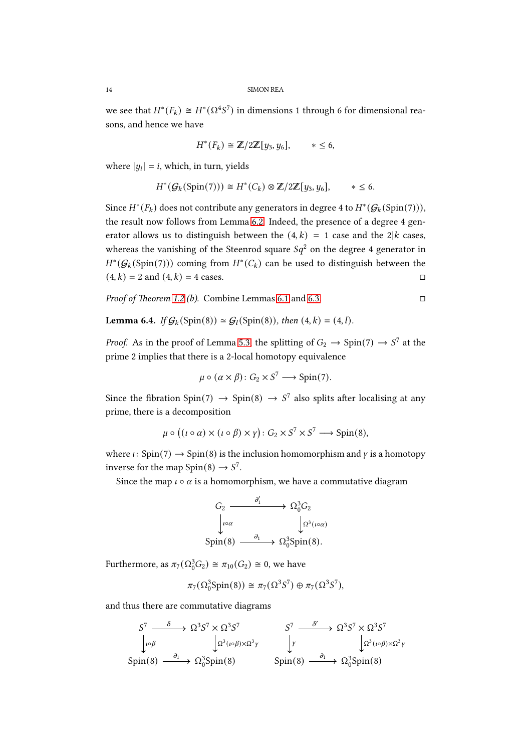we see that $H^*(F_k) \cong H^*(\Omega^4 S^7)$ in dimensions 1 through 6 for dimensional reasons, and hence we have

$$H^*(F_k) \cong \mathbb{Z}/2\mathbb{Z}[y_3, y_6], \qquad * \leq 6,$$

where $|y_i| = i$, which, in turn, yields

$$H^*(\mathcal{G}_k(\mathrm{Spin}(7))) \cong H^*(C_k) \otimes \mathbb{Z}/2\mathbb{Z}[y_3, y_6], \qquad * \leq 6.$$

Since $H^*(F_k)$ does not contribute any generators in degree 4 to $H^*(\mathcal{G}_k(\mathrm{Spin}(7)))$, the result now follows from Lemma 6.2. Indeed, the presence of a degree 4 generator allows us to distinguish between the $(4,k) = 1$ case and the $2|k$ cases, whereas the vanishing of the Steenrod square $Sq^2$ on the degree 4 generator in $H^*(\mathcal{G}_k(\mathrm{Spin}(7)))$ coming from $H^*(C_k)$ can be used to distinguish between the $(4,k) = 2$ and $(4,k) = 4$ cases. ◻

*Proof of Theorem 1.2 (b).* Combine Lemmas 6.1 and 6.3. ◻

**Lemma 6.4.** *If $\mathcal{G}_k(\mathrm{Spin}(8)) \simeq \mathcal{G}_l(\mathrm{Spin}(8))$, then $(4,k) = (4,l)$.*

*Proof.* As in the proof of Lemma 5.3, the splitting of $G_2 \to \mathrm{Spin}(7) \to S^7$ at the prime 2 implies that there is a 2-local homotopy equivalence

$$\mu \circ (\alpha \times \beta) \colon G_2 \times S^7 \longrightarrow \mathrm{Spin}(7).$$

Since the fibration $\mathrm{Spin}(7) \to \mathrm{Spin}(8) \to S^7$ also splits after localising at any prime, there is a decomposition

$$\mu \circ \big((\iota \circ \alpha) \times (\iota \circ \beta) \times \gamma\big) \colon G_2 \times S^7 \times S^7 \longrightarrow \mathrm{Spin}(8),$$

where $\iota \colon \mathrm{Spin}(7) \to \mathrm{Spin}(8)$ is the inclusion homomorphism and $\gamma$ is a homotopy inverse for the map $\mathrm{Spin}(8) \to S^7$.

Since the map $\iota \circ \alpha$ is a homomorphism, we have a commutative diagram

$$\begin{array}{ccc} G_2 & \xrightarrow{\partial_1'} & \Omega_0^3 G_2 \\ \big\downarrow{\scriptstyle \iota\circ\alpha} & & \big\downarrow{\scriptstyle \Omega^3(\iota\circ\alpha)} \\ \mathrm{Spin}(8) & \xrightarrow{\partial_1} & \Omega_0^3 \mathrm{Spin}(8). \end{array}$$

Furthermore, as $\pi_7(\Omega_0^3 G_2) \cong \pi_{10}(G_2) \cong 0$, we have

$$\pi_7(\Omega_0^3 \mathrm{Spin}(8)) \cong \pi_7(\Omega^3 S^7) \oplus \pi_7(\Omega^3 S^7),$$

and thus there are commutative diagrams

$$\begin{array}{ccc} S^7 & \xrightarrow{\delta} & \Omega^3 S^7 \times \Omega^3 S^7 \\ \big\downarrow{\scriptstyle \iota\circ\beta} & & \big\downarrow{\scriptstyle \Omega^3(\iota\circ\beta)\times\Omega^3\gamma} \\ \mathrm{Spin}(8) & \xrightarrow{\partial_1} & \Omega_0^3 \mathrm{Spin}(8) \end{array} \qquad \begin{array}{ccc} S^7 & \xrightarrow{\delta'} & \Omega^3 S^7 \times \Omega^3 S^7 \\ \big\downarrow{\scriptstyle \gamma} & & \big\downarrow{\scriptstyle \Omega^3(\iota\circ\beta)\times\Omega^3\gamma} \\ \mathrm{Spin}(8) & \xrightarrow{\partial_1} & \Omega_0^3 \mathrm{Spin}(8) \end{array}$$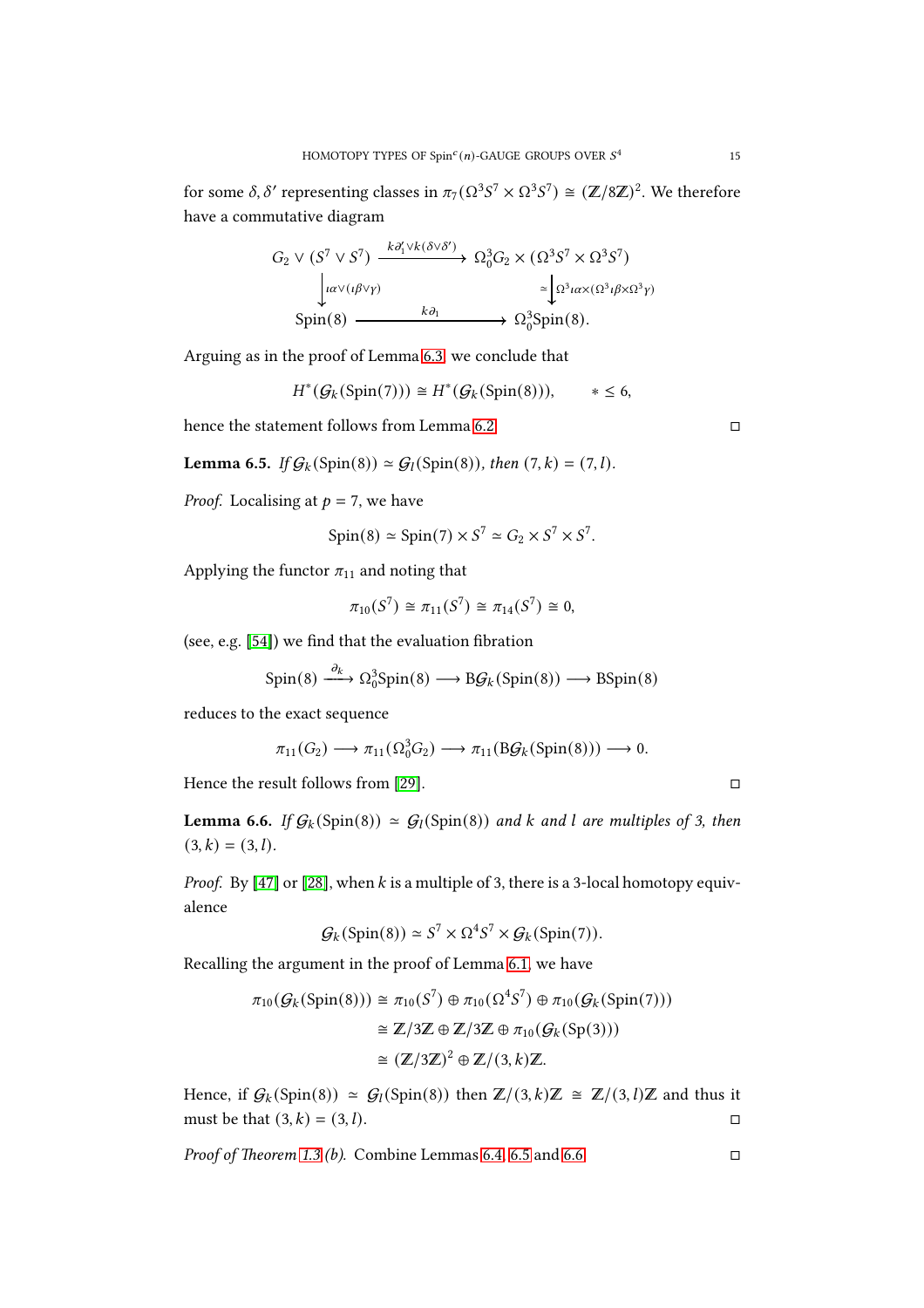for some $\delta, \delta'$ representing classes in $\pi_7(\Omega^3 S^7 \times \Omega^3 S^7) \cong (\mathbb{Z}/8\mathbb{Z})^2$. We therefore have a commutative diagram

$$\begin{array}{ccc}
G_2 \vee (S^7 \vee S^7) & \xrightarrow{k\partial_1' \vee k(\delta \vee \delta')} & \Omega_0^3 G_2 \times (\Omega^3 S^7 \times \Omega^3 S^7) \\
\Big\downarrow{\scriptstyle \iota\alpha \vee (\iota\beta \vee \gamma)} & & \simeq \Big\downarrow{\scriptstyle \Omega^3 \iota\alpha \times (\Omega^3 \iota\beta \times \Omega^3 \gamma)} \\
\mathrm{Spin}(8) & \xrightarrow{\quad k\partial_1 \quad} & \Omega_0^3 \mathrm{Spin}(8).
\end{array}$$

Arguing as in the proof of Lemma 6.3, we conclude that

$$H^*(\mathcal{G}_k(\mathrm{Spin}(7))) \cong H^*(\mathcal{G}_k(\mathrm{Spin}(8))), \qquad * \leq 6,$$

hence the statement follows from Lemma 6.2. □

**Lemma 6.5.** *If $\mathcal{G}_k(\mathrm{Spin}(8)) \simeq \mathcal{G}_l(\mathrm{Spin}(8))$, then $(7, k) = (7, l)$.*

*Proof.* Localising at $p = 7$, we have

$$\mathrm{Spin}(8) \simeq \mathrm{Spin}(7) \times S^7 \simeq G_2 \times S^7 \times S^7.$$

Applying the functor $\pi_{11}$ and noting that

$$\pi_{10}(S^7) \cong \pi_{11}(S^7) \cong \pi_{14}(S^7) \cong 0,$$

(see, e.g. [54]) we find that the evaluation fibration

$$\mathrm{Spin}(8) \xrightarrow{\partial_k} \Omega_0^3 \mathrm{Spin}(8) \longrightarrow \mathrm{B}\mathcal{G}_k(\mathrm{Spin}(8)) \longrightarrow \mathrm{BSpin}(8)$$

reduces to the exact sequence

$$\pi_{11}(G_2) \longrightarrow \pi_{11}(\Omega_0^3 G_2) \longrightarrow \pi_{11}(\mathrm{B}\mathcal{G}_k(\mathrm{Spin}(8))) \longrightarrow 0.$$

Hence the result follows from [29]. □

**Lemma 6.6.** *If $\mathcal{G}_k(\mathrm{Spin}(8)) \simeq \mathcal{G}_l(\mathrm{Spin}(8))$ and $k$ and $l$ are multiples of 3, then $(3, k) = (3, l)$.*

*Proof.* By [47] or [28], when $k$ is a multiple of 3, there is a 3-local homotopy equivalence

$$\mathcal{G}_k(\mathrm{Spin}(8)) \simeq S^7 \times \Omega^4 S^7 \times \mathcal{G}_k(\mathrm{Spin}(7)).$$

Recalling the argument in the proof of Lemma 6.1, we have

$$\begin{aligned}
\pi_{10}(\mathcal{G}_k(\mathrm{Spin}(8))) &\cong \pi_{10}(S^7) \oplus \pi_{10}(\Omega^4 S^7) \oplus \pi_{10}(\mathcal{G}_k(\mathrm{Spin}(7))) \\
&\cong \mathbb{Z}/3\mathbb{Z} \oplus \mathbb{Z}/3\mathbb{Z} \oplus \pi_{10}(\mathcal{G}_k(\mathrm{Sp}(3))) \\
&\cong (\mathbb{Z}/3\mathbb{Z})^2 \oplus \mathbb{Z}/(3,k)\mathbb{Z}.
\end{aligned}$$

Hence, if $\mathcal{G}_k(\mathrm{Spin}(8)) \simeq \mathcal{G}_l(\mathrm{Spin}(8))$ then $\mathbb{Z}/(3,k)\mathbb{Z} \cong \mathbb{Z}/(3,l)\mathbb{Z}$ and thus it must be that $(3, k) = (3, l)$. □

*Proof of Theorem 1.3 (b).* Combine Lemmas 6.4, 6.5 and 6.6. □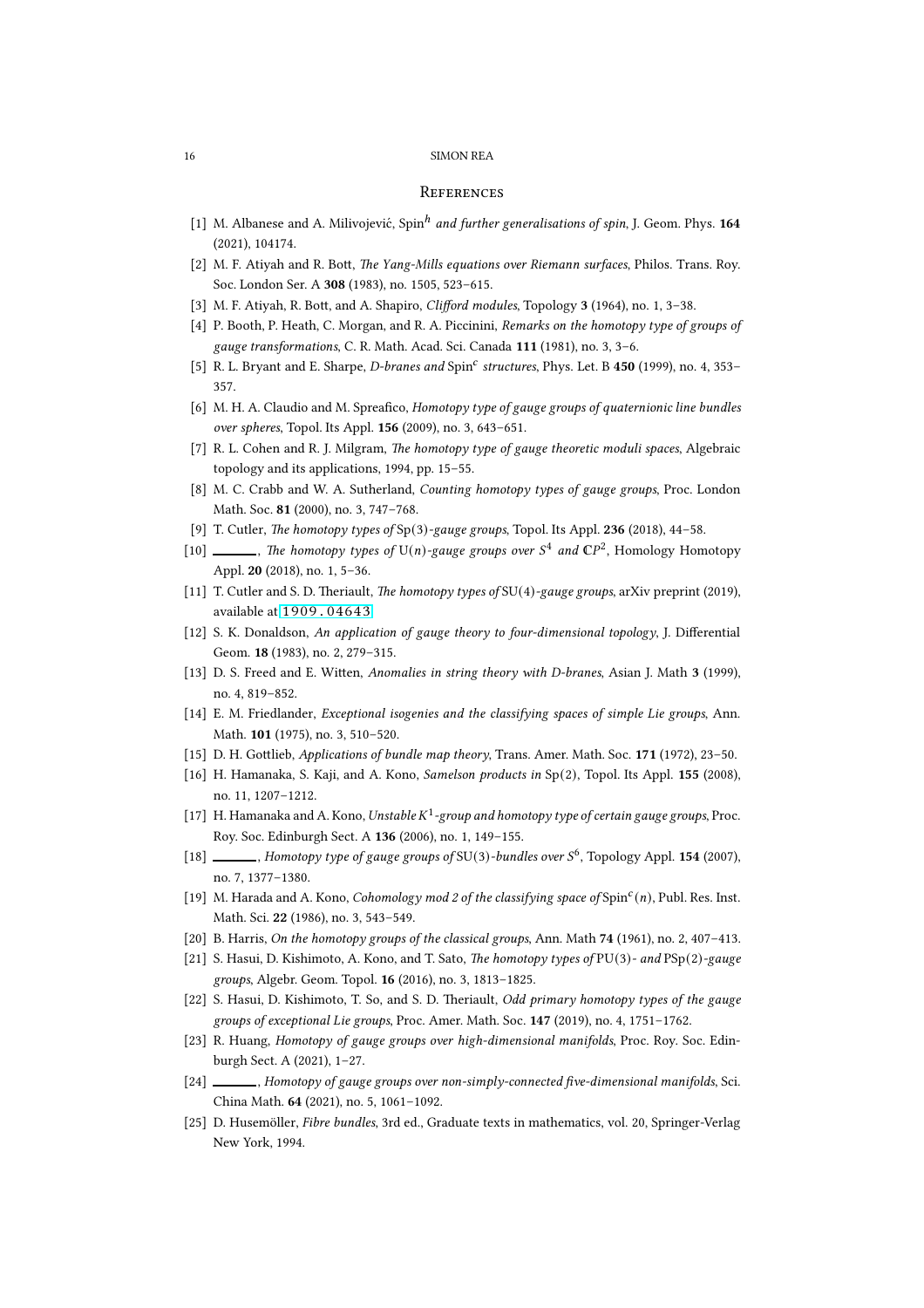## References

[1] M. Albanese and A. Milivojević, $\mathrm{Spin}^h$ *and further generalisations of spin*, J. Geom. Phys. **164** (2021), 104174.

[2] M. F. Atiyah and R. Bott, *The Yang-Mills equations over Riemann surfaces*, Philos. Trans. Roy. Soc. London Ser. A **308** (1983), no. 1505, 523–615.

[3] M. F. Atiyah, R. Bott, and A. Shapiro, *Clifford modules*, Topology **3** (1964), no. 1, 3–38.

[4] P. Booth, P. Heath, C. Morgan, and R. A. Piccinini, *Remarks on the homotopy type of groups of gauge transformations*, C. R. Math. Acad. Sci. Canada **111** (1981), no. 3, 3–6.

[5] R. L. Bryant and E. Sharpe, *D-branes and* $\mathrm{Spin}^c$ *structures*, Phys. Let. B **450** (1999), no. 4, 353–357.

[6] M. H. A. Claudio and M. Spreafico, *Homotopy type of gauge groups of quaternionic line bundles over spheres*, Topol. Its Appl. **156** (2009), no. 3, 643–651.

[7] R. L. Cohen and R. J. Milgram, *The homotopy type of gauge theoretic moduli spaces*, Algebraic topology and its applications, 1994, pp. 15–55.

[8] M. C. Crabb and W. A. Sutherland, *Counting homotopy types of gauge groups*, Proc. London Math. Soc. **81** (2000), no. 3, 747–768.

[9] T. Cutler, *The homotopy types of* $\mathrm{Sp}(3)$*-gauge groups*, Topol. Its Appl. **236** (2018), 44–58.

[10] ______, *The homotopy types of* $\mathrm{U}(n)$*-gauge groups over* $S^4$ *and* $\mathbb{C}P^2$, Homology Homotopy Appl. **20** (2018), no. 1, 5–36.

[11] T. Cutler and S. D. Theriault, *The homotopy types of* $\mathrm{SU}(4)$*-gauge groups*, arXiv preprint (2019), available at 1909.04643.

[12] S. K. Donaldson, *An application of gauge theory to four-dimensional topology*, J. Differential Geom. **18** (1983), no. 2, 279–315.

[13] D. S. Freed and E. Witten, *Anomalies in string theory with D-branes*, Asian J. Math **3** (1999), no. 4, 819–852.

[14] E. M. Friedlander, *Exceptional isogenies and the classifying spaces of simple Lie groups*, Ann. Math. **101** (1975), no. 3, 510–520.

[15] D. H. Gottlieb, *Applications of bundle map theory*, Trans. Amer. Math. Soc. **171** (1972), 23–50.

[16] H. Hamanaka, S. Kaji, and A. Kono, *Samelson products in* $\mathrm{Sp}(2)$, Topol. Its Appl. **155** (2008), no. 11, 1207–1212.

[17] H. Hamanaka and A. Kono, *Unstable* $K^1$*-group and homotopy type of certain gauge groups*, Proc. Roy. Soc. Edinburgh Sect. A **136** (2006), no. 1, 149–155.

[18] ______, *Homotopy type of gauge groups of* $\mathrm{SU}(3)$*-bundles over* $S^6$, Topology Appl. **154** (2007), no. 7, 1377–1380.

[19] M. Harada and A. Kono, *Cohomology mod 2 of the classifying space of* $\mathrm{Spin}^c(n)$, Publ. Res. Inst. Math. Sci. **22** (1986), no. 3, 543–549.

[20] B. Harris, *On the homotopy groups of the classical groups*, Ann. Math **74** (1961), no. 2, 407–413.

[21] S. Hasui, D. Kishimoto, A. Kono, and T. Sato, *The homotopy types of* $\mathrm{PU}(3)$*- and* $\mathrm{PSp}(2)$*-gauge groups*, Algebr. Geom. Topol. **16** (2016), no. 3, 1813–1825.

[22] S. Hasui, D. Kishimoto, T. So, and S. D. Theriault, *Odd primary homotopy types of the gauge groups of exceptional Lie groups*, Proc. Amer. Math. Soc. **147** (2019), no. 4, 1751–1762.

[23] R. Huang, *Homotopy of gauge groups over high-dimensional manifolds*, Proc. Roy. Soc. Edinburgh Sect. A (2021), 1–27.

[24] ______, *Homotopy of gauge groups over non-simply-connected five-dimensional manifolds*, Sci. China Math. **64** (2021), no. 5, 1061–1092.

[25] D. Husemöller, *Fibre bundles*, 3rd ed., Graduate texts in mathematics, vol. 20, Springer-Verlag New York, 1994.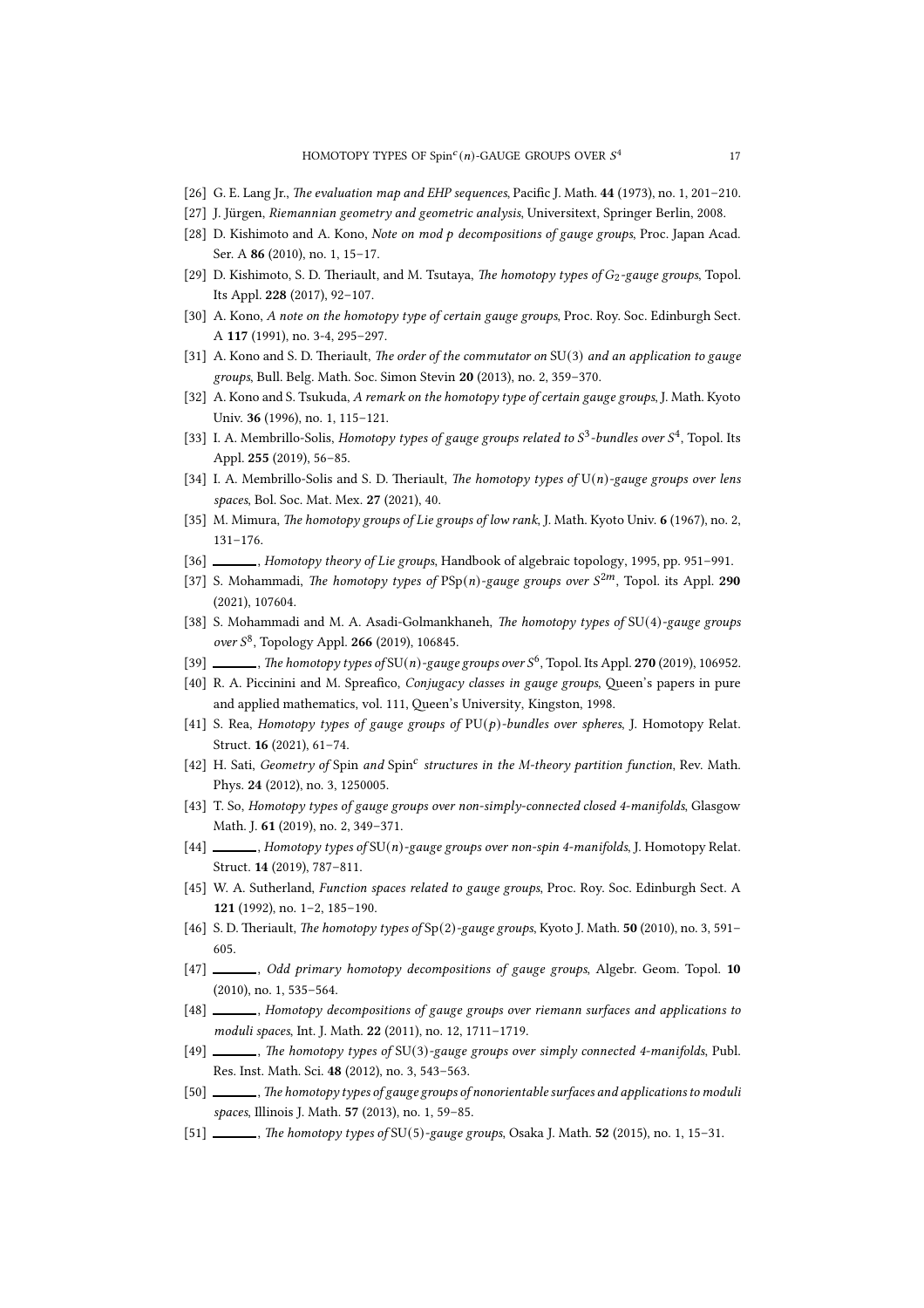[26] G. E. Lang Jr., *The evaluation map and EHP sequences*, Pacific J. Math. **44** (1973), no. 1, 201–210.

[27] J. Jürgen, *Riemannian geometry and geometric analysis*, Universitext, Springer Berlin, 2008.

[28] D. Kishimoto and A. Kono, *Note on mod $p$ decompositions of gauge groups*, Proc. Japan Acad. Ser. A **86** (2010), no. 1, 15–17.

[29] D. Kishimoto, S. D. Theriault, and M. Tsutaya, *The homotopy types of $G_2$-gauge groups*, Topol. Its Appl. **228** (2017), 92–107.

[30] A. Kono, *A note on the homotopy type of certain gauge groups*, Proc. Roy. Soc. Edinburgh Sect. A **117** (1991), no. 3-4, 295–297.

[31] A. Kono and S. D. Theriault, *The order of the commutator on* $\mathrm{SU}(3)$ *and an application to gauge groups*, Bull. Belg. Math. Soc. Simon Stevin **20** (2013), no. 2, 359–370.

[32] A. Kono and S. Tsukuda, *A remark on the homotopy type of certain gauge groups*, J. Math. Kyoto Univ. **36** (1996), no. 1, 115–121.

[33] I. A. Membrillo-Solis, *Homotopy types of gauge groups related to $S^3$-bundles over $S^4$*, Topol. Its Appl. **255** (2019), 56–85.

[34] I. A. Membrillo-Solis and S. D. Theriault, *The homotopy types of* $\mathrm{U}(n)$*-gauge groups over lens spaces*, Bol. Soc. Mat. Mex. **27** (2021), 40.

[35] M. Mimura, *The homotopy groups of Lie groups of low rank*, J. Math. Kyoto Univ. **6** (1967), no. 2, 131–176.

[36] ———, *Homotopy theory of Lie groups*, Handbook of algebraic topology, 1995, pp. 951–991.

[37] S. Mohammadi, *The homotopy types of* $\mathrm{PSp}(n)$*-gauge groups over $S^{2m}$*, Topol. its Appl. **290** (2021), 107604.

[38] S. Mohammadi and M. A. Asadi-Golmankhaneh, *The homotopy types of* $\mathrm{SU}(4)$*-gauge groups over $S^8$*, Topology Appl. **266** (2019), 106845.

[39] ———, *The homotopy types of* $\mathrm{SU}(n)$*-gauge groups over $S^6$*, Topol. Its Appl. **270** (2019), 106952.

[40] R. A. Piccinini and M. Spreafico, *Conjugacy classes in gauge groups*, Queen's papers in pure and applied mathematics, vol. 111, Queen's University, Kingston, 1998.

[41] S. Rea, *Homotopy types of gauge groups of* $\mathrm{PU}(p)$*-bundles over spheres*, J. Homotopy Relat. Struct. **16** (2021), 61–74.

[42] H. Sati, *Geometry of* Spin *and* $\mathrm{Spin}^c$ *structures in the M-theory partition function*, Rev. Math. Phys. **24** (2012), no. 3, 1250005.

[43] T. So, *Homotopy types of gauge groups over non-simply-connected closed 4-manifolds*, Glasgow Math. J. **61** (2019), no. 2, 349–371.

[44] ———, *Homotopy types of* $\mathrm{SU}(n)$*-gauge groups over non-spin 4-manifolds*, J. Homotopy Relat. Struct. **14** (2019), 787–811.

[45] W. A. Sutherland, *Function spaces related to gauge groups*, Proc. Roy. Soc. Edinburgh Sect. A **121** (1992), no. 1–2, 185–190.

[46] S. D. Theriault, *The homotopy types of* $\mathrm{Sp}(2)$*-gauge groups*, Kyoto J. Math. **50** (2010), no. 3, 591–605.

[47] ———, *Odd primary homotopy decompositions of gauge groups*, Algebr. Geom. Topol. **10** (2010), no. 1, 535–564.

[48] ———, *Homotopy decompositions of gauge groups over riemann surfaces and applications to moduli spaces*, Int. J. Math. **22** (2011), no. 12, 1711–1719.

[49] ———, *The homotopy types of* $\mathrm{SU}(3)$*-gauge groups over simply connected 4-manifolds*, Publ. Res. Inst. Math. Sci. **48** (2012), no. 3, 543–563.

[50] ———, *The homotopy types of gauge groups of nonorientable surfaces and applications to moduli spaces*, Illinois J. Math. **57** (2013), no. 1, 59–85.

[51] ———, *The homotopy types of* $\mathrm{SU}(5)$*-gauge groups*, Osaka J. Math. **52** (2015), no. 1, 15–31.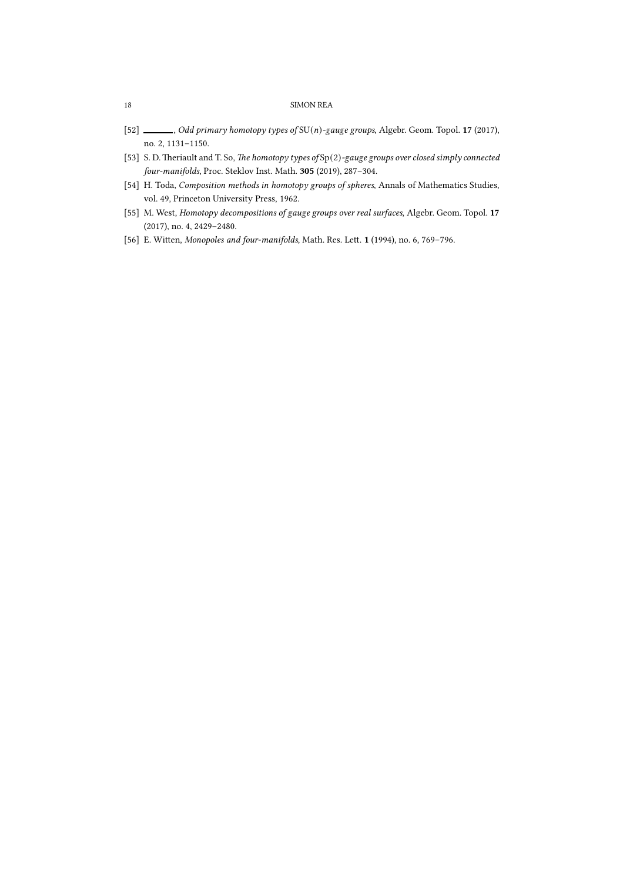[52] ———, *Odd primary homotopy types of* $\mathrm{SU}(n)$*-gauge groups*, Algebr. Geom. Topol. **17** (2017), no. 2, 1131–1150.

[53] S. D. Theriault and T. So, *The homotopy types of* $\mathrm{Sp}(2)$*-gauge groups over closed simply connected four-manifolds*, Proc. Steklov Inst. Math. **305** (2019), 287–304.

[54] H. Toda, *Composition methods in homotopy groups of spheres*, Annals of Mathematics Studies, vol. 49, Princeton University Press, 1962.

[55] M. West, *Homotopy decompositions of gauge groups over real surfaces*, Algebr. Geom. Topol. **17** (2017), no. 4, 2429–2480.

[56] E. Witten, *Monopoles and four-manifolds*, Math. Res. Lett. **1** (1994), no. 6, 769–796.